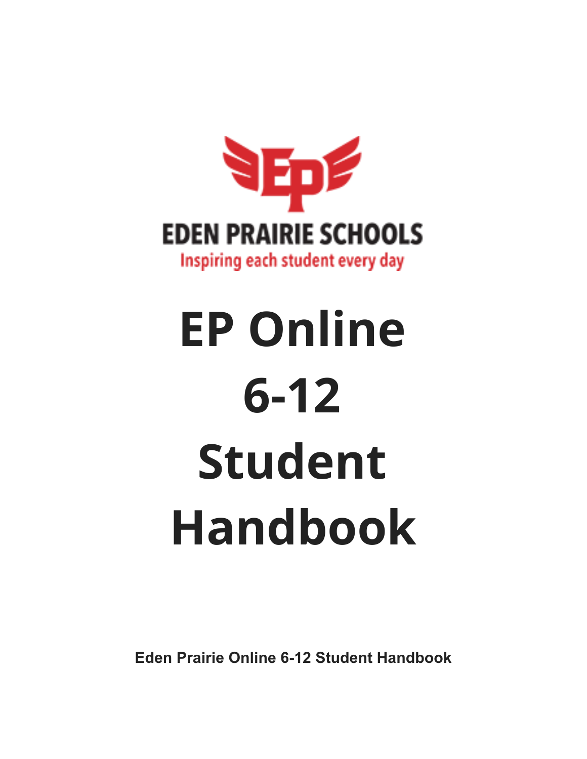EDEN PRAIRIE SCHOOLS

Inspiring each student every day

# EP Online 6-12 Student Handbook

**Eden Prairie Online 6-12 Student Handbook**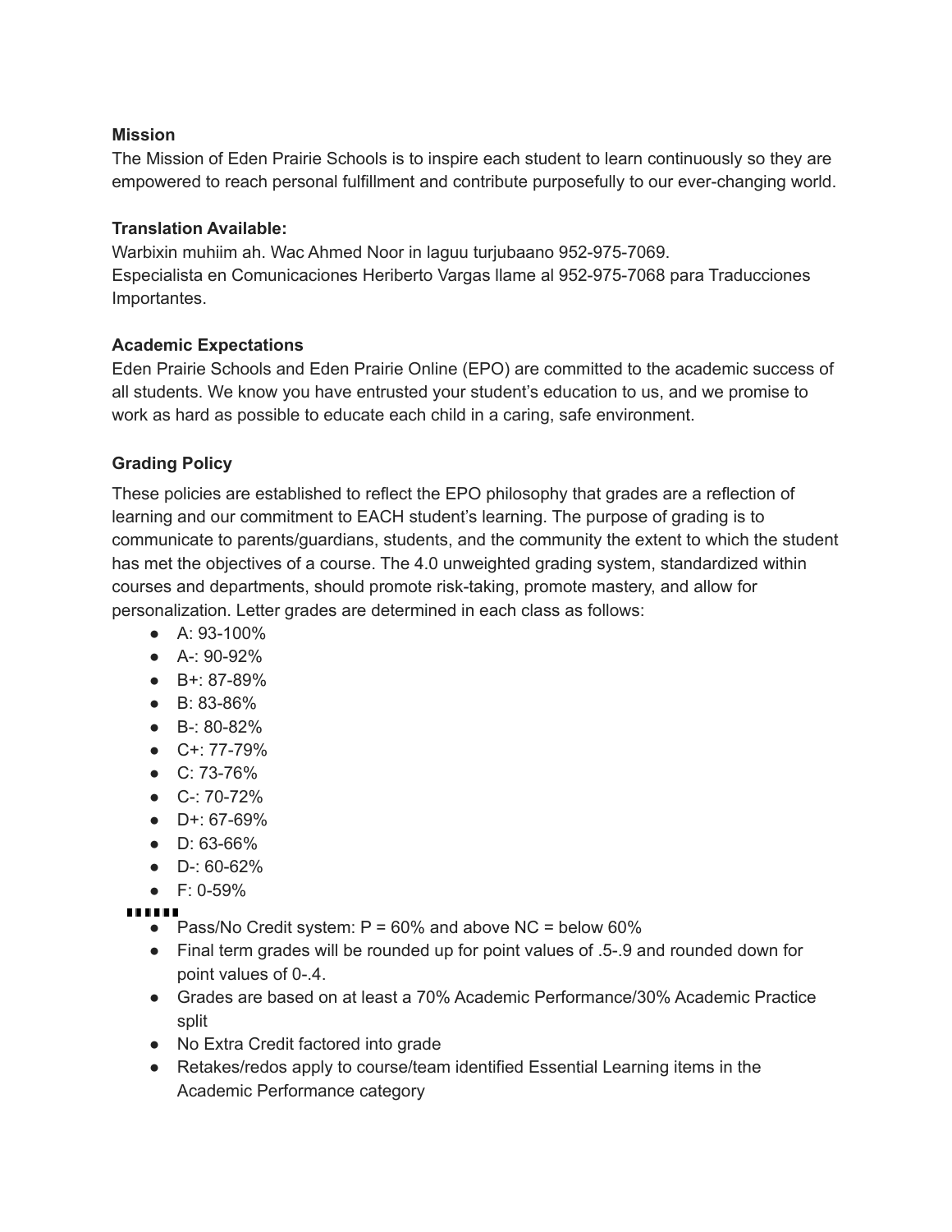**Mission**

The Mission of Eden Prairie Schools is to inspire each student to learn continuously so they are empowered to reach personal fulfillment and contribute purposefully to our ever-changing world.

**Translation Available:**

Warbixin muhiim ah. Wac Ahmed Noor in laguu turjubaano 952-975-7069.
Especialista en Comunicaciones Heriberto Vargas llame al 952-975-7068 para Traducciones Importantes.

**Academic Expectations**

Eden Prairie Schools and Eden Prairie Online (EPO) are committed to the academic success of all students. We know you have entrusted your student's education to us, and we promise to work as hard as possible to educate each child in a caring, safe environment.

**Grading Policy**

These policies are established to reflect the EPO philosophy that grades are a reflection of learning and our commitment to EACH student's learning. The purpose of grading is to communicate to parents/guardians, students, and the community the extent to which the student has met the objectives of a course. The 4.0 unweighted grading system, standardized within courses and departments, should promote risk-taking, promote mastery, and allow for personalization. Letter grades are determined in each class as follows:

- A: 93-100%
- A-: 90-92%
- B+: 87-89%
- B: 83-86%
- B-: 80-82%
- C+: 77-79%
- C: 73-76%
- C-: 70-72%
- D+: 67-69%
- D: 63-66%
- D-: 60-62%
- F: 0-59%

- Pass/No Credit system: P = 60% and above NC = below 60%
- Final term grades will be rounded up for point values of .5-.9 and rounded down for point values of 0-.4.
- Grades are based on at least a 70% Academic Performance/30% Academic Practice split
- No Extra Credit factored into grade
- Retakes/redos apply to course/team identified Essential Learning items in the Academic Performance category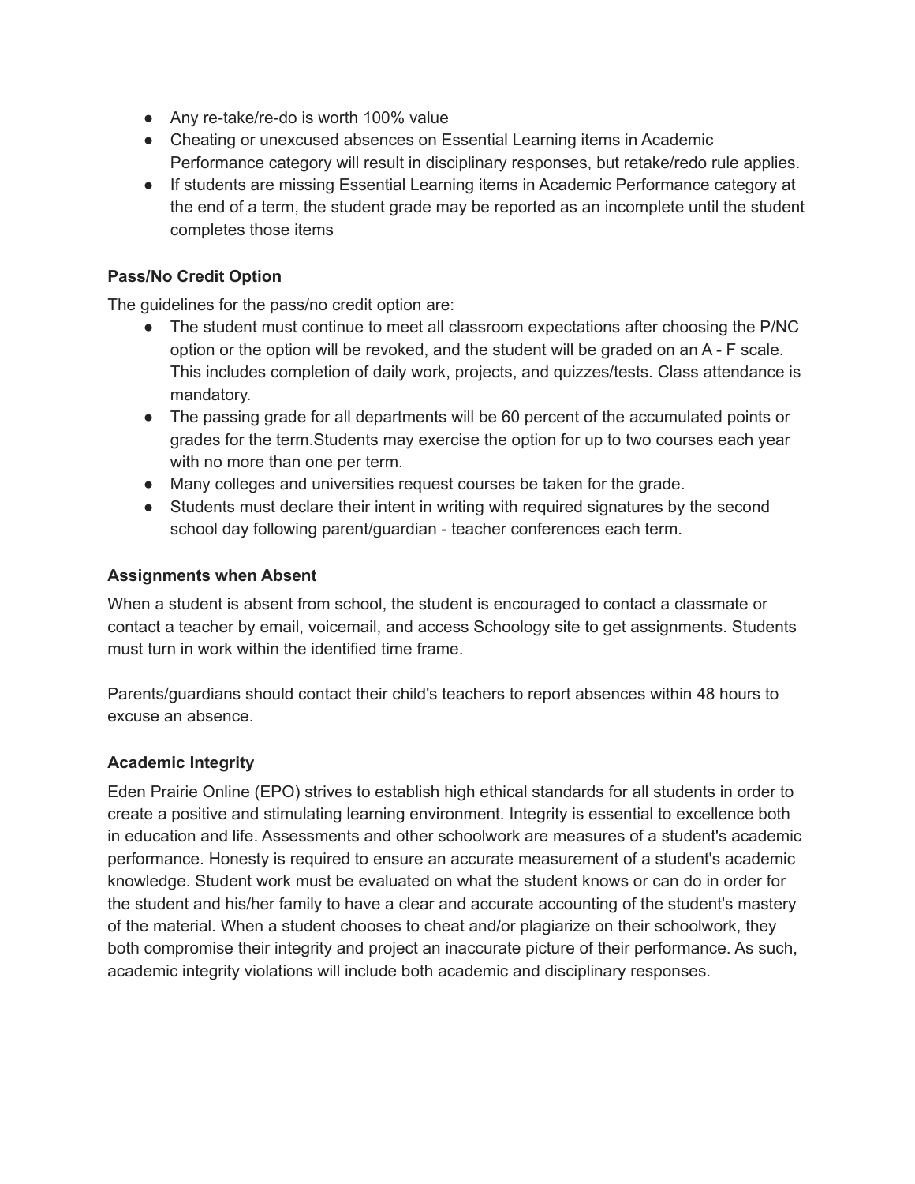- Any re-take/re-do is worth 100% value
- Cheating or unexcused absences on Essential Learning items in Academic Performance category will result in disciplinary responses, but retake/redo rule applies.
- If students are missing Essential Learning items in Academic Performance category at the end of a term, the student grade may be reported as an incomplete until the student completes those items

**Pass/No Credit Option**

The guidelines for the pass/no credit option are:

- The student must continue to meet all classroom expectations after choosing the P/NC option or the option will be revoked, and the student will be graded on an A - F scale. This includes completion of daily work, projects, and quizzes/tests. Class attendance is mandatory.
- The passing grade for all departments will be 60 percent of the accumulated points or grades for the term.Students may exercise the option for up to two courses each year with no more than one per term.
- Many colleges and universities request courses be taken for the grade.
- Students must declare their intent in writing with required signatures by the second school day following parent/guardian - teacher conferences each term.

**Assignments when Absent**

When a student is absent from school, the student is encouraged to contact a classmate or contact a teacher by email, voicemail, and access Schoology site to get assignments. Students must turn in work within the identified time frame.

Parents/guardians should contact their child's teachers to report absences within 48 hours to excuse an absence.

**Academic Integrity**

Eden Prairie Online (EPO) strives to establish high ethical standards for all students in order to create a positive and stimulating learning environment. Integrity is essential to excellence both in education and life. Assessments and other schoolwork are measures of a student's academic performance. Honesty is required to ensure an accurate measurement of a student's academic knowledge. Student work must be evaluated on what the student knows or can do in order for the student and his/her family to have a clear and accurate accounting of the student's mastery of the material. When a student chooses to cheat and/or plagiarize on their schoolwork, they both compromise their integrity and project an inaccurate picture of their performance. As such, academic integrity violations will include both academic and disciplinary responses.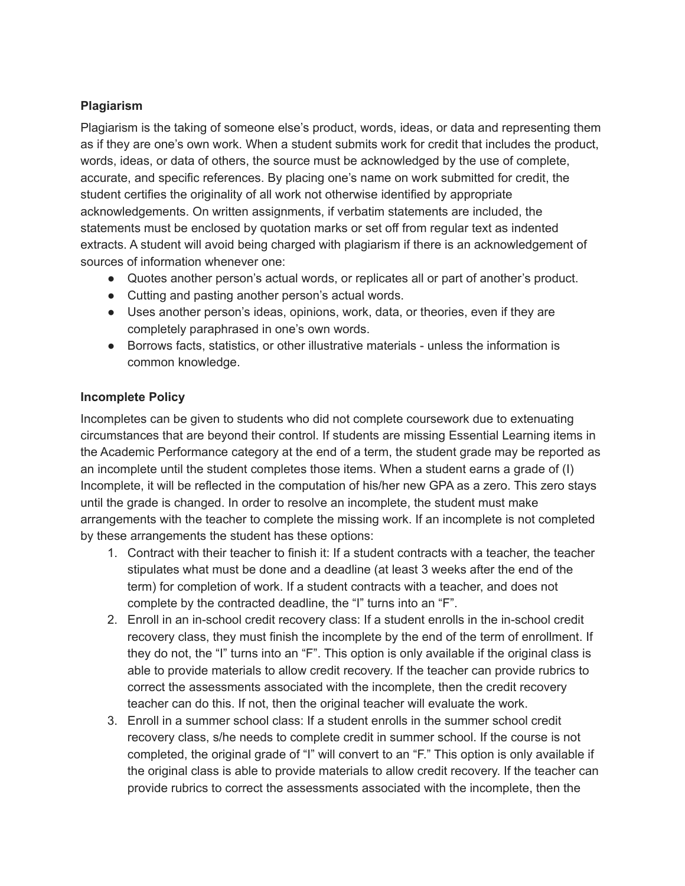**Plagiarism**

Plagiarism is the taking of someone else's product, words, ideas, or data and representing them as if they are one's own work. When a student submits work for credit that includes the product, words, ideas, or data of others, the source must be acknowledged by the use of complete, accurate, and specific references. By placing one's name on work submitted for credit, the student certifies the originality of all work not otherwise identified by appropriate acknowledgements. On written assignments, if verbatim statements are included, the statements must be enclosed by quotation marks or set off from regular text as indented extracts. A student will avoid being charged with plagiarism if there is an acknowledgement of sources of information whenever one:

- Quotes another person's actual words, or replicates all or part of another's product.
- Cutting and pasting another person's actual words.
- Uses another person's ideas, opinions, work, data, or theories, even if they are completely paraphrased in one's own words.
- Borrows facts, statistics, or other illustrative materials - unless the information is common knowledge.

**Incomplete Policy**

Incompletes can be given to students who did not complete coursework due to extenuating circumstances that are beyond their control. If students are missing Essential Learning items in the Academic Performance category at the end of a term, the student grade may be reported as an incomplete until the student completes those items. When a student earns a grade of (I) Incomplete, it will be reflected in the computation of his/her new GPA as a zero. This zero stays until the grade is changed. In order to resolve an incomplete, the student must make arrangements with the teacher to complete the missing work. If an incomplete is not completed by these arrangements the student has these options:

1. Contract with their teacher to finish it: If a student contracts with a teacher, the teacher stipulates what must be done and a deadline (at least 3 weeks after the end of the term) for completion of work. If a student contracts with a teacher, and does not complete by the contracted deadline, the "I" turns into an "F".
2. Enroll in an in-school credit recovery class: If a student enrolls in the in-school credit recovery class, they must finish the incomplete by the end of the term of enrollment. If they do not, the "I" turns into an "F". This option is only available if the original class is able to provide materials to allow credit recovery. If the teacher can provide rubrics to correct the assessments associated with the incomplete, then the credit recovery teacher can do this. If not, then the original teacher will evaluate the work.
3. Enroll in a summer school class: If a student enrolls in the summer school credit recovery class, s/he needs to complete credit in summer school. If the course is not completed, the original grade of "I" will convert to an "F." This option is only available if the original class is able to provide materials to allow credit recovery. If the teacher can provide rubrics to correct the assessments associated with the incomplete, then the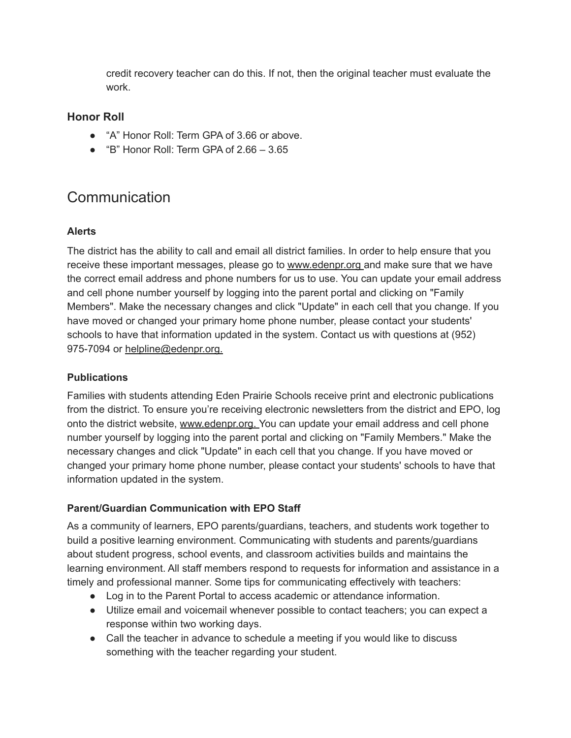credit recovery teacher can do this. If not, then the original teacher must evaluate the work.

### Honor Roll

- "A" Honor Roll: Term GPA of 3.66 or above.
- "B" Honor Roll: Term GPA of 2.66 – 3.65

## Communication

#### Alerts

The district has the ability to call and email all district families. In order to help ensure that you receive these important messages, please go to www.edenpr.org and make sure that we have the correct email address and phone numbers for us to use. You can update your email address and cell phone number yourself by logging into the parent portal and clicking on "Family Members". Make the necessary changes and click "Update" in each cell that you change. If you have moved or changed your primary home phone number, please contact your students' schools to have that information updated in the system. Contact us with questions at (952) 975-7094 or helpline@edenpr.org.

#### Publications

Families with students attending Eden Prairie Schools receive print and electronic publications from the district. To ensure you're receiving electronic newsletters from the district and EPO, log onto the district website, www.edenpr.org. You can update your email address and cell phone number yourself by logging into the parent portal and clicking on "Family Members." Make the necessary changes and click "Update" in each cell that you change. If you have moved or changed your primary home phone number, please contact your students' schools to have that information updated in the system.

#### Parent/Guardian Communication with EPO Staff

As a community of learners, EPO parents/guardians, teachers, and students work together to build a positive learning environment. Communicating with students and parents/guardians about student progress, school events, and classroom activities builds and maintains the learning environment. All staff members respond to requests for information and assistance in a timely and professional manner. Some tips for communicating effectively with teachers:

- Log in to the Parent Portal to access academic or attendance information.
- Utilize email and voicemail whenever possible to contact teachers; you can expect a response within two working days.
- Call the teacher in advance to schedule a meeting if you would like to discuss something with the teacher regarding your student.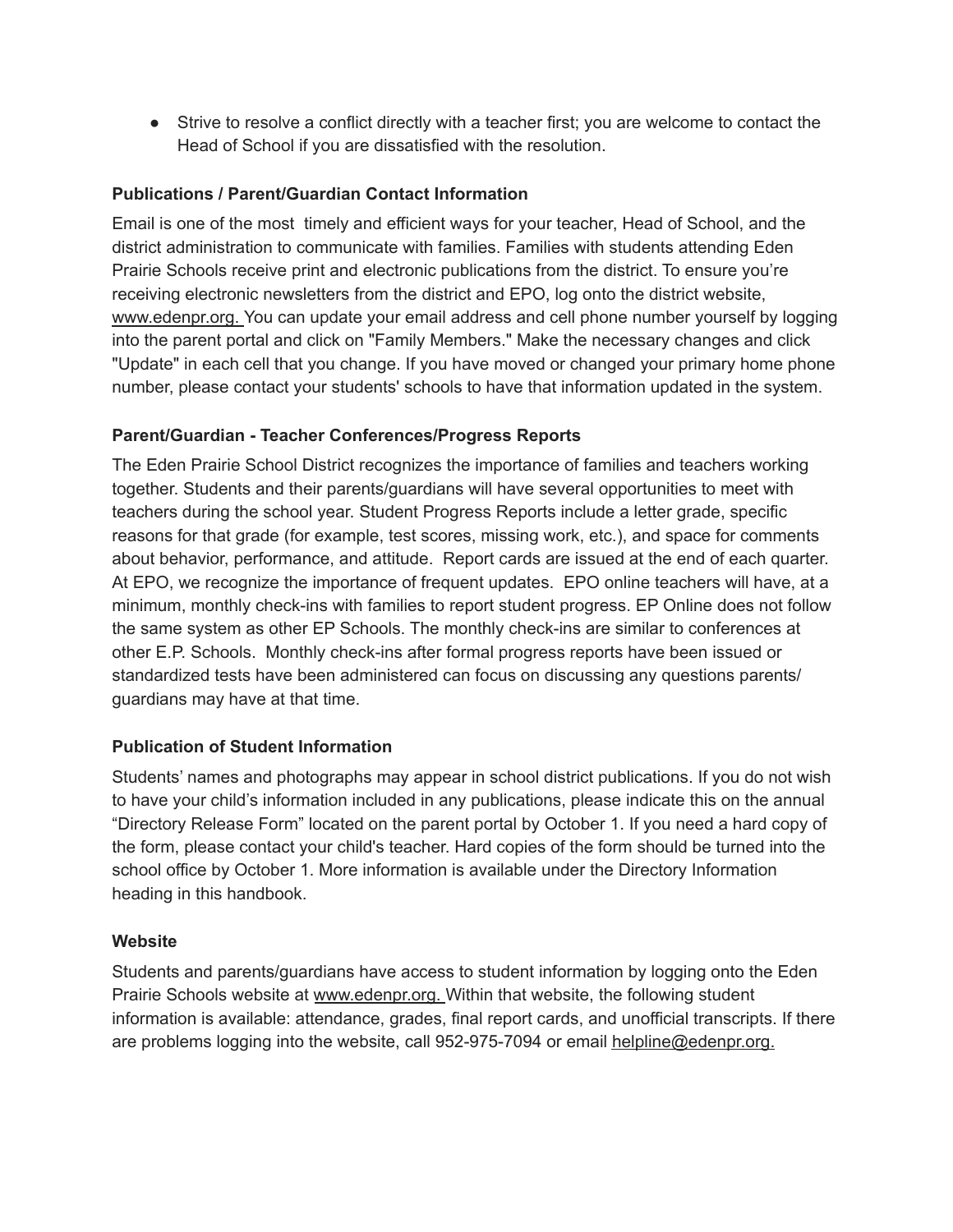- Strive to resolve a conflict directly with a teacher first; you are welcome to contact the Head of School if you are dissatisfied with the resolution.

**Publications / Parent/Guardian Contact Information**

Email is one of the most timely and efficient ways for your teacher, Head of School, and the district administration to communicate with families. Families with students attending Eden Prairie Schools receive print and electronic publications from the district. To ensure you're receiving electronic newsletters from the district and EPO, log onto the district website, www.edenpr.org. You can update your email address and cell phone number yourself by logging into the parent portal and click on "Family Members." Make the necessary changes and click "Update" in each cell that you change. If you have moved or changed your primary home phone number, please contact your students' schools to have that information updated in the system.

**Parent/Guardian - Teacher Conferences/Progress Reports**

The Eden Prairie School District recognizes the importance of families and teachers working together. Students and their parents/guardians will have several opportunities to meet with teachers during the school year. Student Progress Reports include a letter grade, specific reasons for that grade (for example, test scores, missing work, etc.), and space for comments about behavior, performance, and attitude. Report cards are issued at the end of each quarter. At EPO, we recognize the importance of frequent updates. EPO online teachers will have, at a minimum, monthly check-ins with families to report student progress. EP Online does not follow the same system as other EP Schools. The monthly check-ins are similar to conferences at other E.P. Schools. Monthly check-ins after formal progress reports have been issued or standardized tests have been administered can focus on discussing any questions parents/ guardians may have at that time.

**Publication of Student Information**

Students' names and photographs may appear in school district publications. If you do not wish to have your child's information included in any publications, please indicate this on the annual "Directory Release Form" located on the parent portal by October 1. If you need a hard copy of the form, please contact your child's teacher. Hard copies of the form should be turned into the school office by October 1. More information is available under the Directory Information heading in this handbook.

**Website**

Students and parents/guardians have access to student information by logging onto the Eden Prairie Schools website at www.edenpr.org. Within that website, the following student information is available: attendance, grades, final report cards, and unofficial transcripts. If there are problems logging into the website, call 952-975-7094 or email helpline@edenpr.org.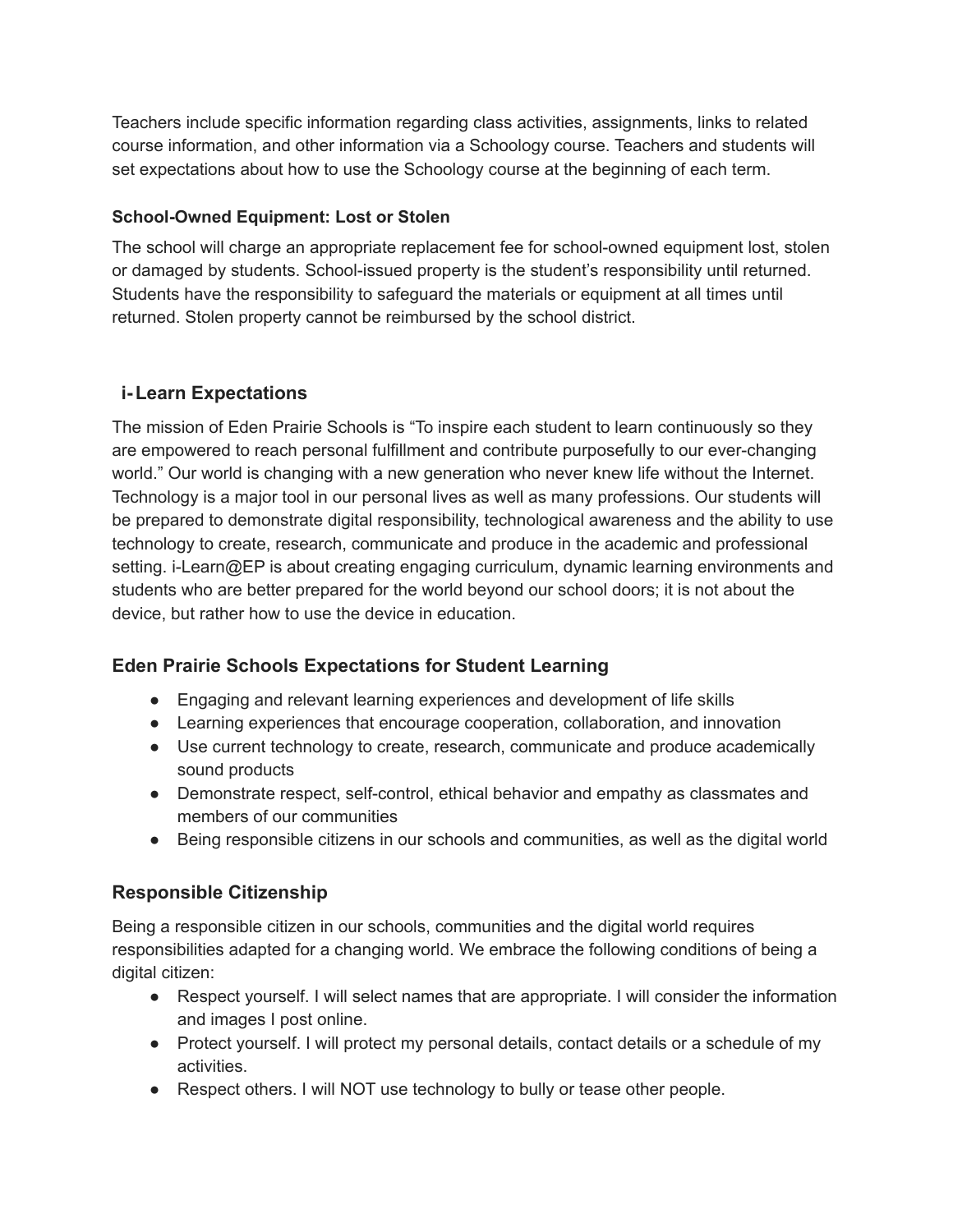Teachers include specific information regarding class activities, assignments, links to related course information, and other information via a Schoology course. Teachers and students will set expectations about how to use the Schoology course at the beginning of each term.

### School-Owned Equipment: Lost or Stolen

The school will charge an appropriate replacement fee for school-owned equipment lost, stolen or damaged by students. School-issued property is the student's responsibility until returned. Students have the responsibility to safeguard the materials or equipment at all times until returned. Stolen property cannot be reimbursed by the school district.

## i-Learn Expectations

The mission of Eden Prairie Schools is "To inspire each student to learn continuously so they are empowered to reach personal fulfillment and contribute purposefully to our ever-changing world." Our world is changing with a new generation who never knew life without the Internet. Technology is a major tool in our personal lives as well as many professions. Our students will be prepared to demonstrate digital responsibility, technological awareness and the ability to use technology to create, research, communicate and produce in the academic and professional setting. i-Learn@EP is about creating engaging curriculum, dynamic learning environments and students who are better prepared for the world beyond our school doors; it is not about the device, but rather how to use the device in education.

## Eden Prairie Schools Expectations for Student Learning

- Engaging and relevant learning experiences and development of life skills
- Learning experiences that encourage cooperation, collaboration, and innovation
- Use current technology to create, research, communicate and produce academically sound products
- Demonstrate respect, self-control, ethical behavior and empathy as classmates and members of our communities
- Being responsible citizens in our schools and communities, as well as the digital world

## Responsible Citizenship

Being a responsible citizen in our schools, communities and the digital world requires responsibilities adapted for a changing world. We embrace the following conditions of being a digital citizen:

- Respect yourself. I will select names that are appropriate. I will consider the information and images I post online.
- Protect yourself. I will protect my personal details, contact details or a schedule of my activities.
- Respect others. I will NOT use technology to bully or tease other people.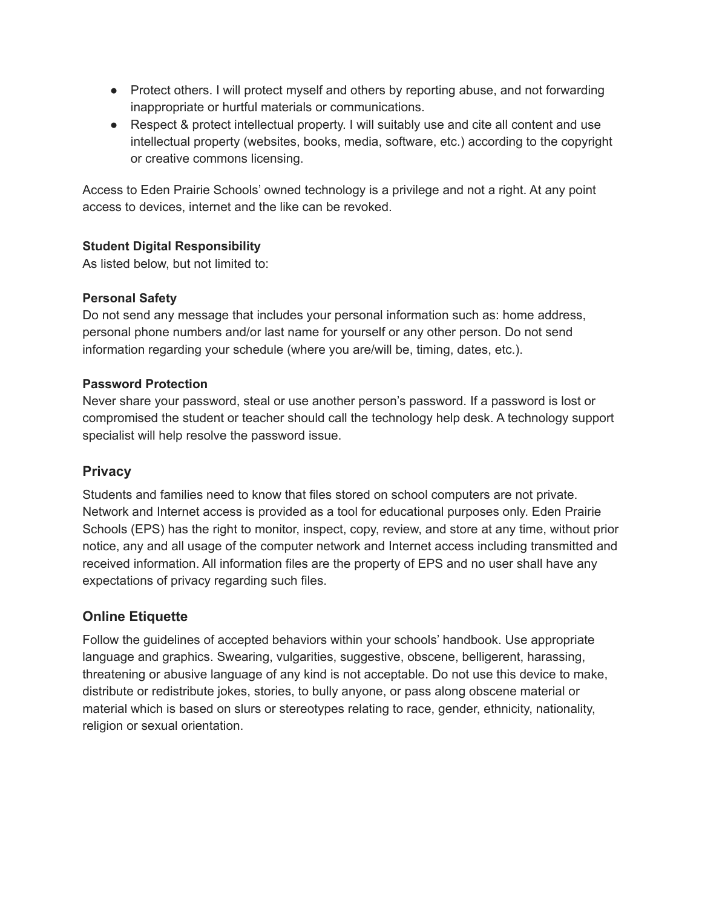- Protect others. I will protect myself and others by reporting abuse, and not forwarding inappropriate or hurtful materials or communications.
- Respect & protect intellectual property. I will suitably use and cite all content and use intellectual property (websites, books, media, software, etc.) according to the copyright or creative commons licensing.

Access to Eden Prairie Schools' owned technology is a privilege and not a right. At any point access to devices, internet and the like can be revoked.

**Student Digital Responsibility**

As listed below, but not limited to:

**Personal Safety**

Do not send any message that includes your personal information such as: home address, personal phone numbers and/or last name for yourself or any other person. Do not send information regarding your schedule (where you are/will be, timing, dates, etc.).

**Password Protection**

Never share your password, steal or use another person's password. If a password is lost or compromised the student or teacher should call the technology help desk. A technology support specialist will help resolve the password issue.

## Privacy

Students and families need to know that files stored on school computers are not private. Network and Internet access is provided as a tool for educational purposes only. Eden Prairie Schools (EPS) has the right to monitor, inspect, copy, review, and store at any time, without prior notice, any and all usage of the computer network and Internet access including transmitted and received information. All information files are the property of EPS and no user shall have any expectations of privacy regarding such files.

## Online Etiquette

Follow the guidelines of accepted behaviors within your schools' handbook. Use appropriate language and graphics. Swearing, vulgarities, suggestive, obscene, belligerent, harassing, threatening or abusive language of any kind is not acceptable. Do not use this device to make, distribute or redistribute jokes, stories, to bully anyone, or pass along obscene material or material which is based on slurs or stereotypes relating to race, gender, ethnicity, nationality, religion or sexual orientation.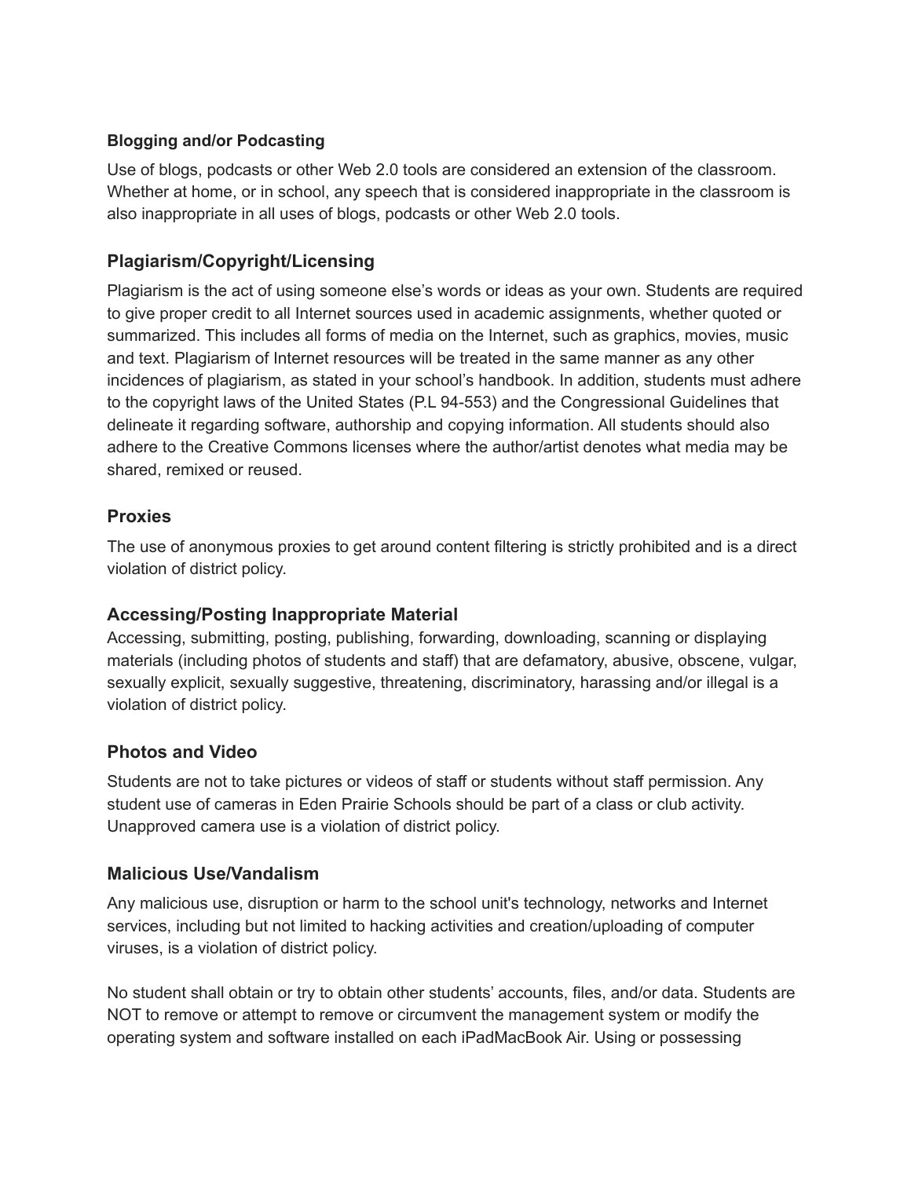**Blogging and/or Podcasting**

Use of blogs, podcasts or other Web 2.0 tools are considered an extension of the classroom. Whether at home, or in school, any speech that is considered inappropriate in the classroom is also inappropriate in all uses of blogs, podcasts or other Web 2.0 tools.

### Plagiarism/Copyright/Licensing

Plagiarism is the act of using someone else's words or ideas as your own. Students are required to give proper credit to all Internet sources used in academic assignments, whether quoted or summarized. This includes all forms of media on the Internet, such as graphics, movies, music and text. Plagiarism of Internet resources will be treated in the same manner as any other incidences of plagiarism, as stated in your school's handbook. In addition, students must adhere to the copyright laws of the United States (P.L 94-553) and the Congressional Guidelines that delineate it regarding software, authorship and copying information. All students should also adhere to the Creative Commons licenses where the author/artist denotes what media may be shared, remixed or reused.

### Proxies

The use of anonymous proxies to get around content filtering is strictly prohibited and is a direct violation of district policy.

### Accessing/Posting Inappropriate Material

Accessing, submitting, posting, publishing, forwarding, downloading, scanning or displaying materials (including photos of students and staff) that are defamatory, abusive, obscene, vulgar, sexually explicit, sexually suggestive, threatening, discriminatory, harassing and/or illegal is a violation of district policy.

### Photos and Video

Students are not to take pictures or videos of staff or students without staff permission. Any student use of cameras in Eden Prairie Schools should be part of a class or club activity. Unapproved camera use is a violation of district policy.

### Malicious Use/Vandalism

Any malicious use, disruption or harm to the school unit's technology, networks and Internet services, including but not limited to hacking activities and creation/uploading of computer viruses, is a violation of district policy.

No student shall obtain or try to obtain other students' accounts, files, and/or data. Students are NOT to remove or attempt to remove or circumvent the management system or modify the operating system and software installed on each iPadMacBook Air. Using or possessing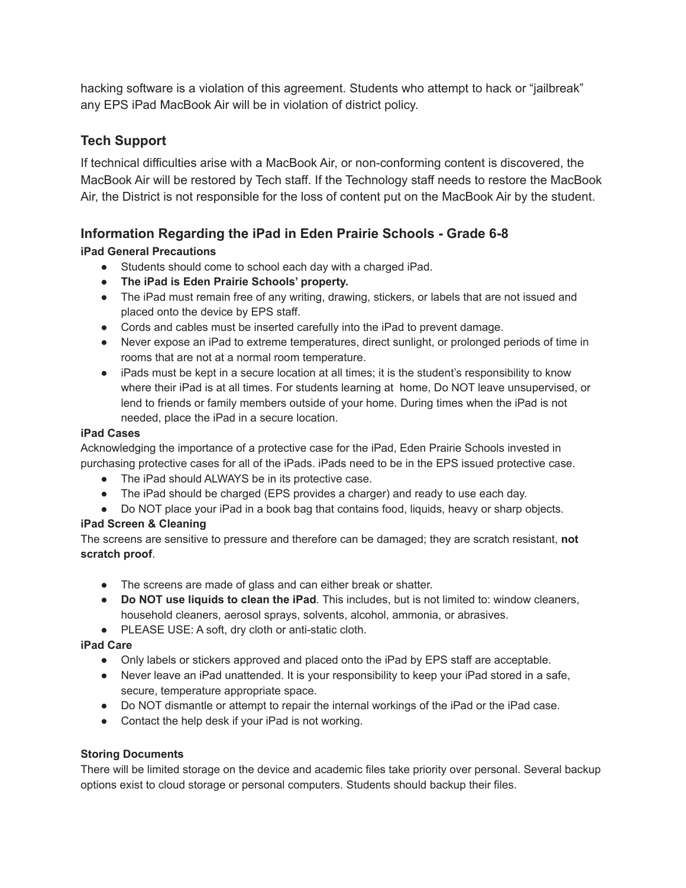hacking software is a violation of this agreement. Students who attempt to hack or "jailbreak" any EPS iPad MacBook Air will be in violation of district policy.

## Tech Support

If technical difficulties arise with a MacBook Air, or non-conforming content is discovered, the MacBook Air will be restored by Tech staff. If the Technology staff needs to restore the MacBook Air, the District is not responsible for the loss of content put on the MacBook Air by the student.

## Information Regarding the iPad in Eden Prairie Schools - Grade 6-8

**iPad General Precautions**

- Students should come to school each day with a charged iPad.
- **The iPad is Eden Prairie Schools' property.**
- The iPad must remain free of any writing, drawing, stickers, or labels that are not issued and placed onto the device by EPS staff.
- Cords and cables must be inserted carefully into the iPad to prevent damage.
- Never expose an iPad to extreme temperatures, direct sunlight, or prolonged periods of time in rooms that are not at a normal room temperature.
- iPads must be kept in a secure location at all times; it is the student's responsibility to know where their iPad is at all times. For students learning at home, Do NOT leave unsupervised, or lend to friends or family members outside of your home. During times when the iPad is not needed, place the iPad in a secure location.

**iPad Cases**

Acknowledging the importance of a protective case for the iPad, Eden Prairie Schools invested in purchasing protective cases for all of the iPads. iPads need to be in the EPS issued protective case.

- The iPad should ALWAYS be in its protective case.
- The iPad should be charged (EPS provides a charger) and ready to use each day.
- Do NOT place your iPad in a book bag that contains food, liquids, heavy or sharp objects.

**iPad Screen & Cleaning**

The screens are sensitive to pressure and therefore can be damaged; they are scratch resistant, **not scratch proof**.

- The screens are made of glass and can either break or shatter.
- **Do NOT use liquids to clean the iPad**. This includes, but is not limited to: window cleaners, household cleaners, aerosol sprays, solvents, alcohol, ammonia, or abrasives.
- PLEASE USE: A soft, dry cloth or anti-static cloth.

**iPad Care**

- Only labels or stickers approved and placed onto the iPad by EPS staff are acceptable.
- Never leave an iPad unattended. It is your responsibility to keep your iPad stored in a safe, secure, temperature appropriate space.
- Do NOT dismantle or attempt to repair the internal workings of the iPad or the iPad case.
- Contact the help desk if your iPad is not working.

**Storing Documents**

There will be limited storage on the device and academic files take priority over personal. Several backup options exist to cloud storage or personal computers. Students should backup their files.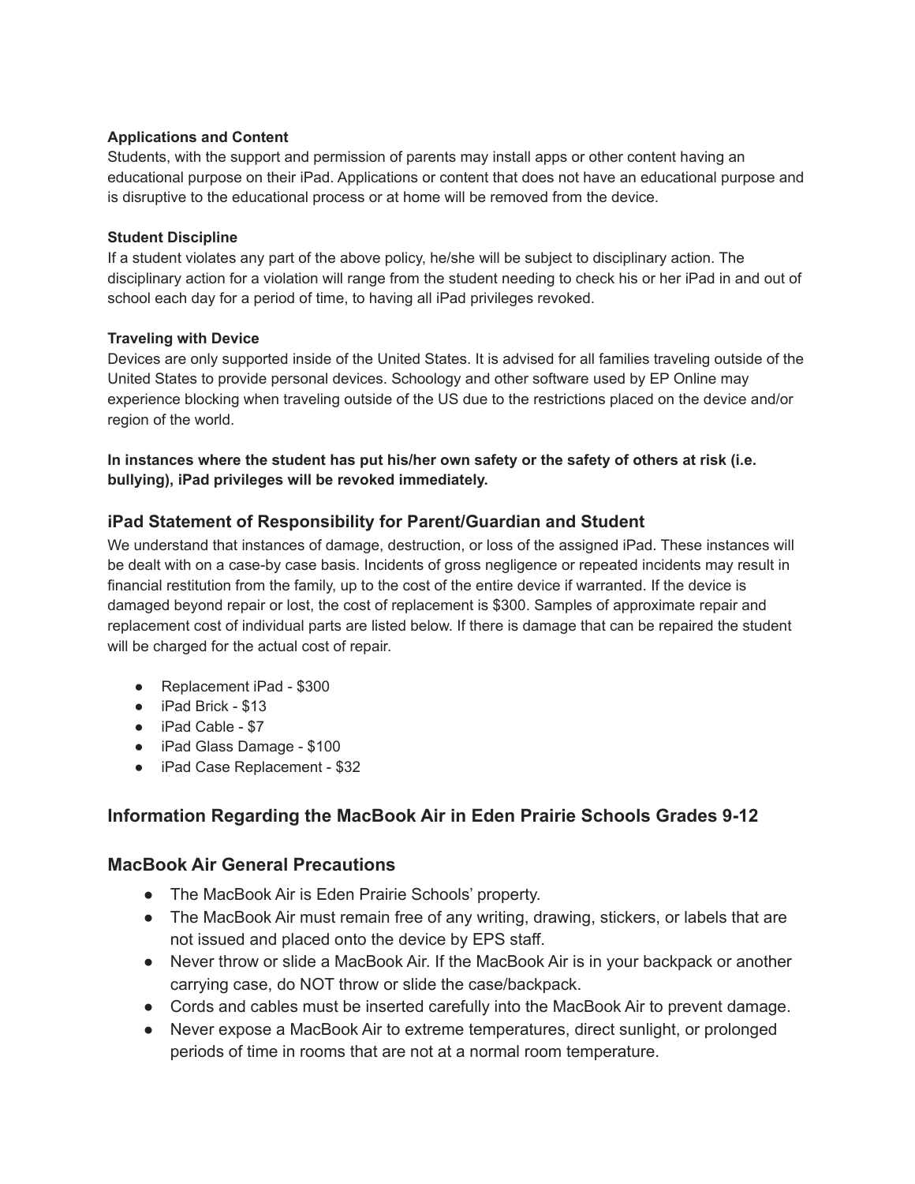**Applications and Content**

Students, with the support and permission of parents may install apps or other content having an educational purpose on their iPad. Applications or content that does not have an educational purpose and is disruptive to the educational process or at home will be removed from the device.

**Student Discipline**

If a student violates any part of the above policy, he/she will be subject to disciplinary action. The disciplinary action for a violation will range from the student needing to check his or her iPad in and out of school each day for a period of time, to having all iPad privileges revoked.

**Traveling with Device**

Devices are only supported inside of the United States. It is advised for all families traveling outside of the United States to provide personal devices. Schoology and other software used by EP Online may experience blocking when traveling outside of the US due to the restrictions placed on the device and/or region of the world.

**In instances where the student has put his/her own safety or the safety of others at risk (i.e. bullying), iPad privileges will be revoked immediately.**

## iPad Statement of Responsibility for Parent/Guardian and Student

We understand that instances of damage, destruction, or loss of the assigned iPad. These instances will be dealt with on a case-by case basis. Incidents of gross negligence or repeated incidents may result in financial restitution from the family, up to the cost of the entire device if warranted. If the device is damaged beyond repair or lost, the cost of replacement is $300. Samples of approximate repair and replacement cost of individual parts are listed below. If there is damage that can be repaired the student will be charged for the actual cost of repair.

- Replacement iPad - $300
- iPad Brick - $13
- iPad Cable - $7
- iPad Glass Damage - $100
- iPad Case Replacement - $32

## Information Regarding the MacBook Air in Eden Prairie Schools Grades 9-12

## MacBook Air General Precautions

- The MacBook Air is Eden Prairie Schools' property.
- The MacBook Air must remain free of any writing, drawing, stickers, or labels that are not issued and placed onto the device by EPS staff.
- Never throw or slide a MacBook Air. If the MacBook Air is in your backpack or another carrying case, do NOT throw or slide the case/backpack.
- Cords and cables must be inserted carefully into the MacBook Air to prevent damage.
- Never expose a MacBook Air to extreme temperatures, direct sunlight, or prolonged periods of time in rooms that are not at a normal room temperature.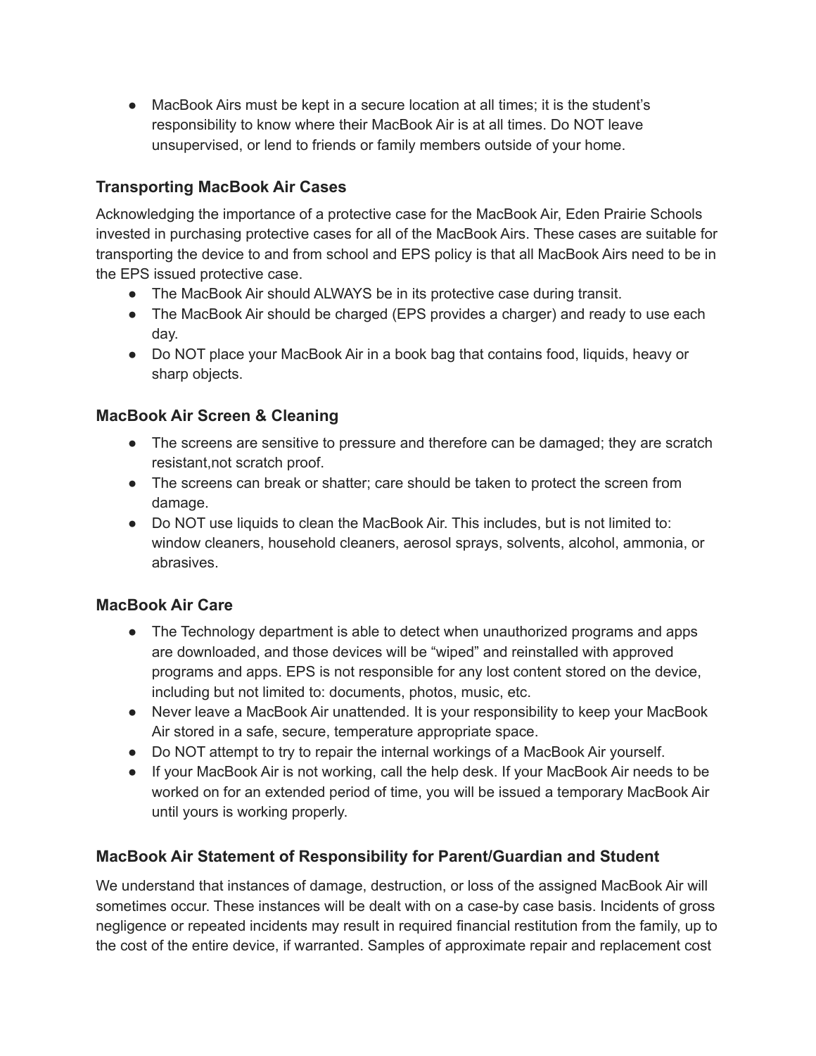- MacBook Airs must be kept in a secure location at all times; it is the student's responsibility to know where their MacBook Air is at all times. Do NOT leave unsupervised, or lend to friends or family members outside of your home.

### Transporting MacBook Air Cases

Acknowledging the importance of a protective case for the MacBook Air, Eden Prairie Schools invested in purchasing protective cases for all of the MacBook Airs. These cases are suitable for transporting the device to and from school and EPS policy is that all MacBook Airs need to be in the EPS issued protective case.

- The MacBook Air should ALWAYS be in its protective case during transit.
- The MacBook Air should be charged (EPS provides a charger) and ready to use each day.
- Do NOT place your MacBook Air in a book bag that contains food, liquids, heavy or sharp objects.

### MacBook Air Screen & Cleaning

- The screens are sensitive to pressure and therefore can be damaged; they are scratch resistant,not scratch proof.
- The screens can break or shatter; care should be taken to protect the screen from damage.
- Do NOT use liquids to clean the MacBook Air. This includes, but is not limited to: window cleaners, household cleaners, aerosol sprays, solvents, alcohol, ammonia, or abrasives.

### MacBook Air Care

- The Technology department is able to detect when unauthorized programs and apps are downloaded, and those devices will be "wiped" and reinstalled with approved programs and apps. EPS is not responsible for any lost content stored on the device, including but not limited to: documents, photos, music, etc.
- Never leave a MacBook Air unattended. It is your responsibility to keep your MacBook Air stored in a safe, secure, temperature appropriate space.
- Do NOT attempt to try to repair the internal workings of a MacBook Air yourself.
- If your MacBook Air is not working, call the help desk. If your MacBook Air needs to be worked on for an extended period of time, you will be issued a temporary MacBook Air until yours is working properly.

### MacBook Air Statement of Responsibility for Parent/Guardian and Student

We understand that instances of damage, destruction, or loss of the assigned MacBook Air will sometimes occur. These instances will be dealt with on a case-by case basis. Incidents of gross negligence or repeated incidents may result in required financial restitution from the family, up to the cost of the entire device, if warranted. Samples of approximate repair and replacement cost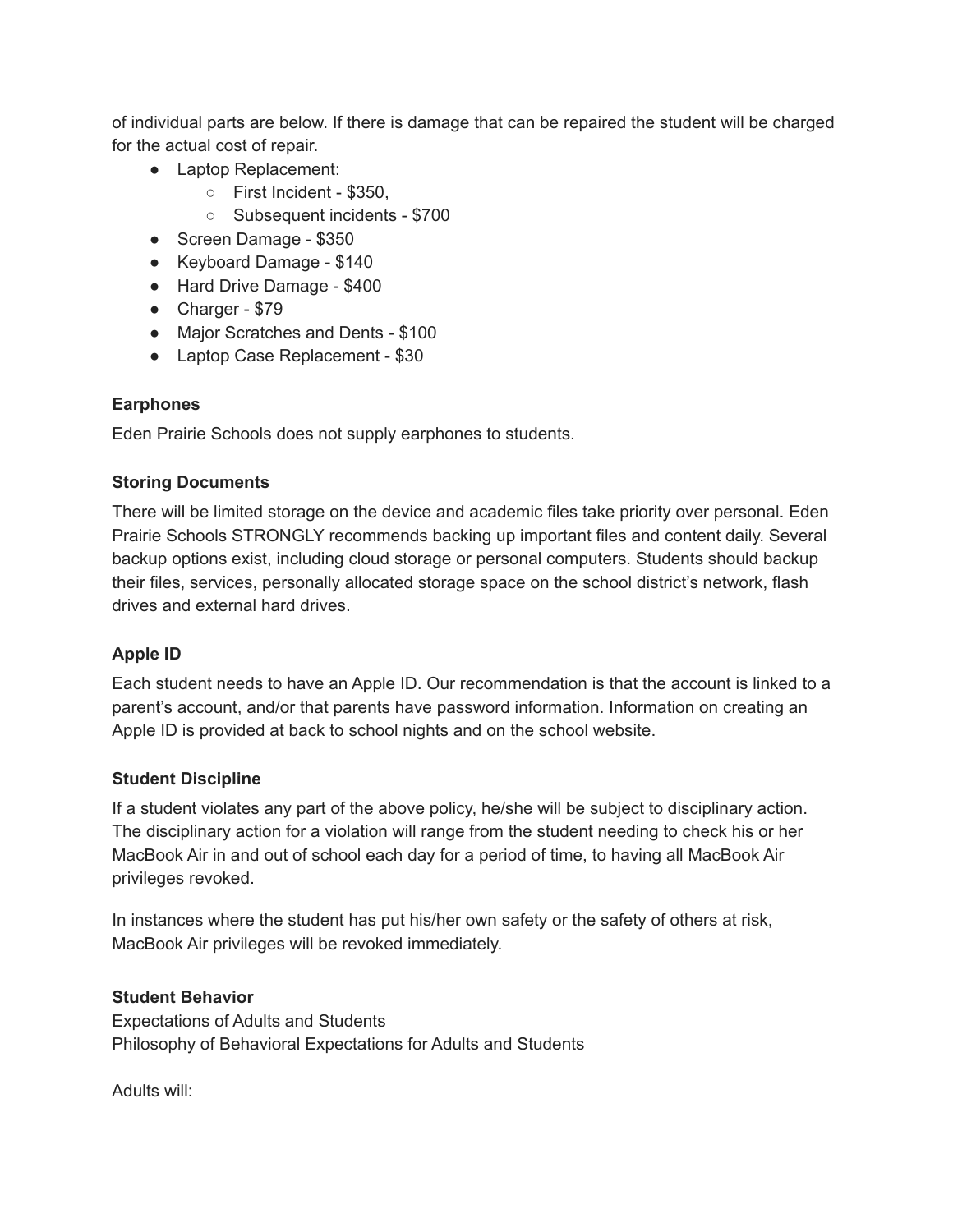of individual parts are below. If there is damage that can be repaired the student will be charged for the actual cost of repair.

- Laptop Replacement:
  - First Incident - $350,
  - Subsequent incidents - $700
- Screen Damage - $350
- Keyboard Damage - $140
- Hard Drive Damage - $400
- Charger - $79
- Major Scratches and Dents - $100
- Laptop Case Replacement - $30

**Earphones**

Eden Prairie Schools does not supply earphones to students.

**Storing Documents**

There will be limited storage on the device and academic files take priority over personal. Eden Prairie Schools STRONGLY recommends backing up important files and content daily. Several backup options exist, including cloud storage or personal computers. Students should backup their files, services, personally allocated storage space on the school district's network, flash drives and external hard drives.

**Apple ID**

Each student needs to have an Apple ID. Our recommendation is that the account is linked to a parent's account, and/or that parents have password information. Information on creating an Apple ID is provided at back to school nights and on the school website.

**Student Discipline**

If a student violates any part of the above policy, he/she will be subject to disciplinary action. The disciplinary action for a violation will range from the student needing to check his or her MacBook Air in and out of school each day for a period of time, to having all MacBook Air privileges revoked.

In instances where the student has put his/her own safety or the safety of others at risk, MacBook Air privileges will be revoked immediately.

**Student Behavior**

Expectations of Adults and Students
Philosophy of Behavioral Expectations for Adults and Students

Adults will: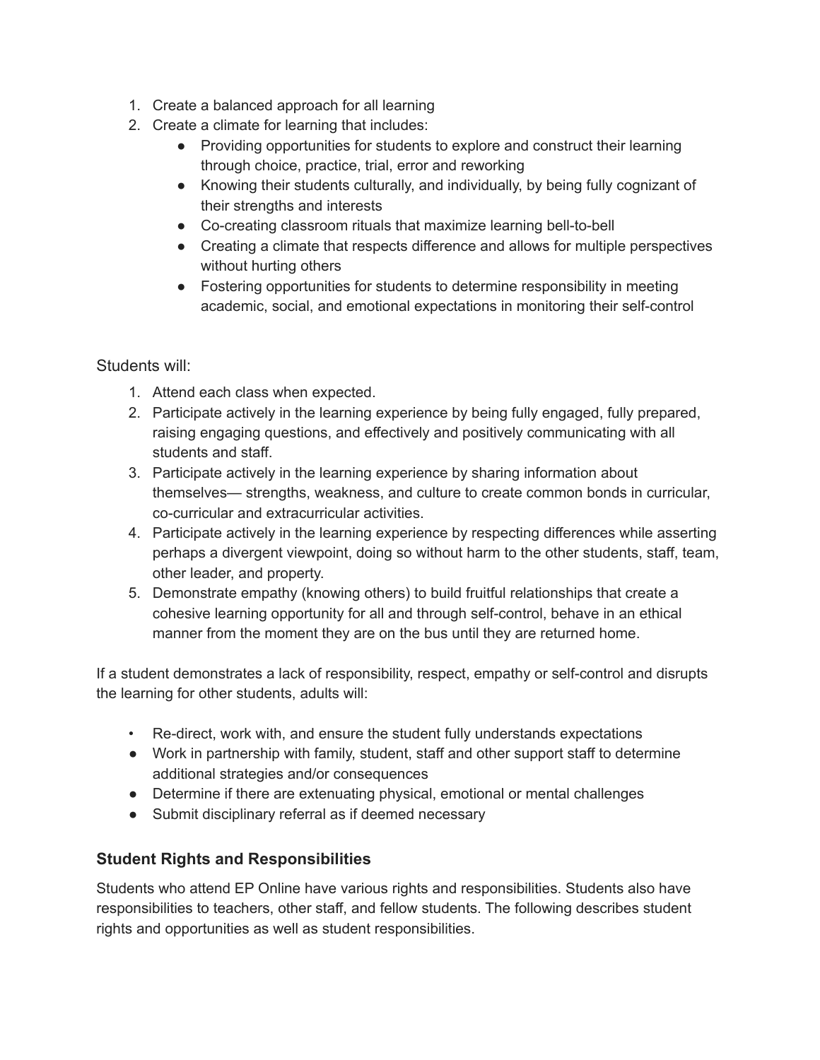1. Create a balanced approach for all learning
2. Create a climate for learning that includes:
    - Providing opportunities for students to explore and construct their learning through choice, practice, trial, error and reworking
    - Knowing their students culturally, and individually, by being fully cognizant of their strengths and interests
    - Co-creating classroom rituals that maximize learning bell-to-bell
    - Creating a climate that respects difference and allows for multiple perspectives without hurting others
    - Fostering opportunities for students to determine responsibility in meeting academic, social, and emotional expectations in monitoring their self-control

Students will:

1. Attend each class when expected.
2. Participate actively in the learning experience by being fully engaged, fully prepared, raising engaging questions, and effectively and positively communicating with all students and staff.
3. Participate actively in the learning experience by sharing information about themselves— strengths, weakness, and culture to create common bonds in curricular, co-curricular and extracurricular activities.
4. Participate actively in the learning experience by respecting differences while asserting perhaps a divergent viewpoint, doing so without harm to the other students, staff, team, other leader, and property.
5. Demonstrate empathy (knowing others) to build fruitful relationships that create a cohesive learning opportunity for all and through self-control, behave in an ethical manner from the moment they are on the bus until they are returned home.

If a student demonstrates a lack of responsibility, respect, empathy or self-control and disrupts the learning for other students, adults will:

- Re-direct, work with, and ensure the student fully understands expectations
- Work in partnership with family, student, staff and other support staff to determine additional strategies and/or consequences
- Determine if there are extenuating physical, emotional or mental challenges
- Submit disciplinary referral as if deemed necessary

### Student Rights and Responsibilities

Students who attend EP Online have various rights and responsibilities. Students also have responsibilities to teachers, other staff, and fellow students. The following describes student rights and opportunities as well as student responsibilities.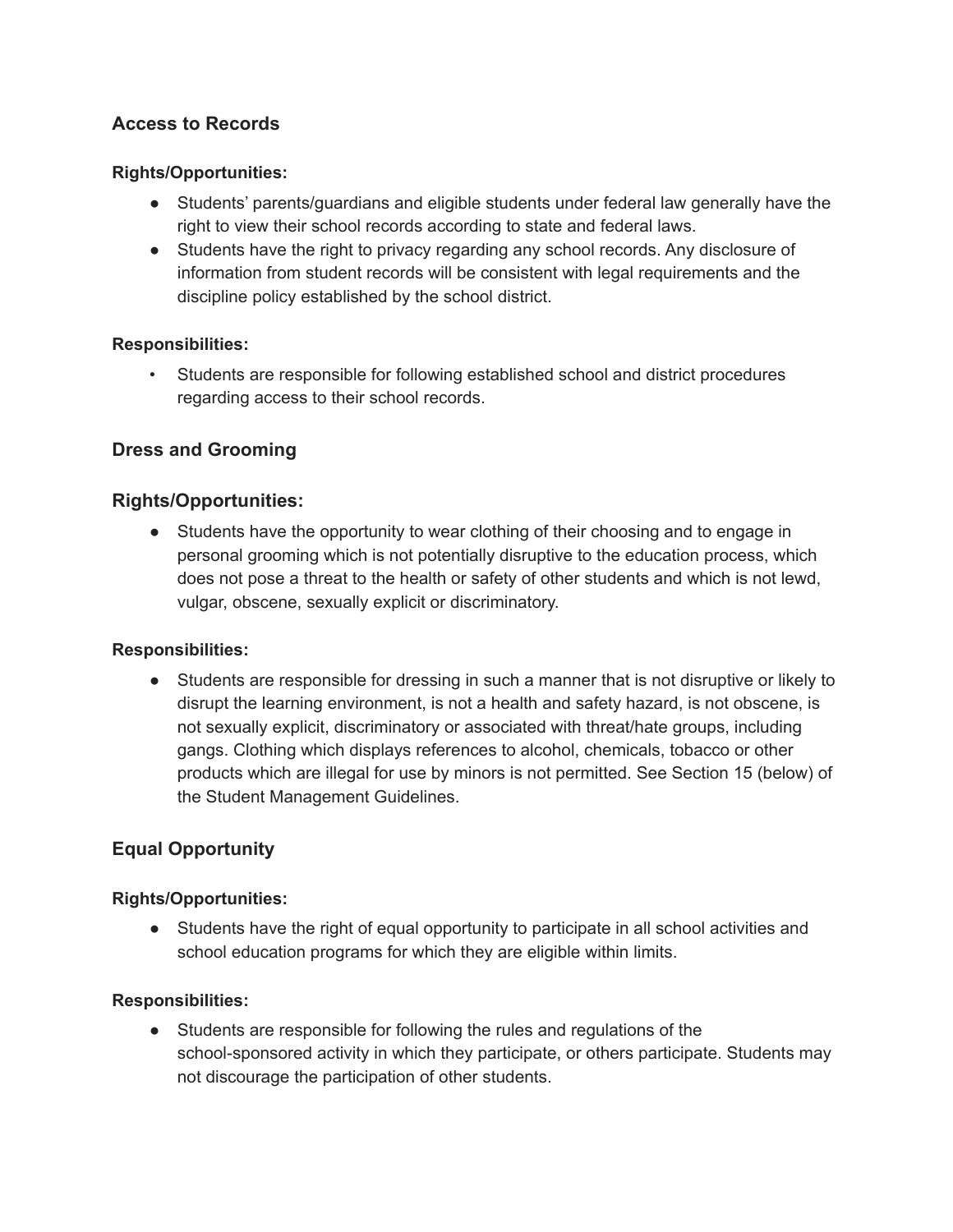### Access to Records

**Rights/Opportunities:**

- Students' parents/guardians and eligible students under federal law generally have the right to view their school records according to state and federal laws.
- Students have the right to privacy regarding any school records. Any disclosure of information from student records will be consistent with legal requirements and the discipline policy established by the school district.

**Responsibilities:**

- Students are responsible for following established school and district procedures regarding access to their school records.

### Dress and Grooming

### Rights/Opportunities:

- Students have the opportunity to wear clothing of their choosing and to engage in personal grooming which is not potentially disruptive to the education process, which does not pose a threat to the health or safety of other students and which is not lewd, vulgar, obscene, sexually explicit or discriminatory.

**Responsibilities:**

- Students are responsible for dressing in such a manner that is not disruptive or likely to disrupt the learning environment, is not a health and safety hazard, is not obscene, is not sexually explicit, discriminatory or associated with threat/hate groups, including gangs. Clothing which displays references to alcohol, chemicals, tobacco or other products which are illegal for use by minors is not permitted. See Section 15 (below) of the Student Management Guidelines.

### Equal Opportunity

**Rights/Opportunities:**

- Students have the right of equal opportunity to participate in all school activities and school education programs for which they are eligible within limits.

**Responsibilities:**

- Students are responsible for following the rules and regulations of the school-sponsored activity in which they participate, or others participate. Students may not discourage the participation of other students.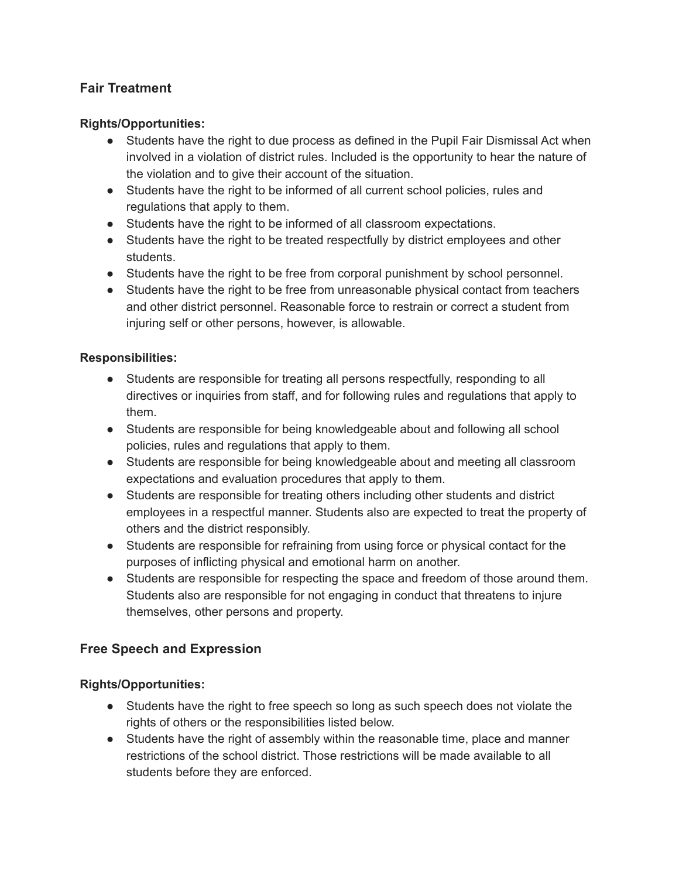## Fair Treatment

**Rights/Opportunities:**

- Students have the right to due process as defined in the Pupil Fair Dismissal Act when involved in a violation of district rules. Included is the opportunity to hear the nature of the violation and to give their account of the situation.
- Students have the right to be informed of all current school policies, rules and regulations that apply to them.
- Students have the right to be informed of all classroom expectations.
- Students have the right to be treated respectfully by district employees and other students.
- Students have the right to be free from corporal punishment by school personnel.
- Students have the right to be free from unreasonable physical contact from teachers and other district personnel. Reasonable force to restrain or correct a student from injuring self or other persons, however, is allowable.

**Responsibilities:**

- Students are responsible for treating all persons respectfully, responding to all directives or inquiries from staff, and for following rules and regulations that apply to them.
- Students are responsible for being knowledgeable about and following all school policies, rules and regulations that apply to them.
- Students are responsible for being knowledgeable about and meeting all classroom expectations and evaluation procedures that apply to them.
- Students are responsible for treating others including other students and district employees in a respectful manner. Students also are expected to treat the property of others and the district responsibly.
- Students are responsible for refraining from using force or physical contact for the purposes of inflicting physical and emotional harm on another.
- Students are responsible for respecting the space and freedom of those around them. Students also are responsible for not engaging in conduct that threatens to injure themselves, other persons and property.

## Free Speech and Expression

**Rights/Opportunities:**

- Students have the right to free speech so long as such speech does not violate the rights of others or the responsibilities listed below.
- Students have the right of assembly within the reasonable time, place and manner restrictions of the school district. Those restrictions will be made available to all students before they are enforced.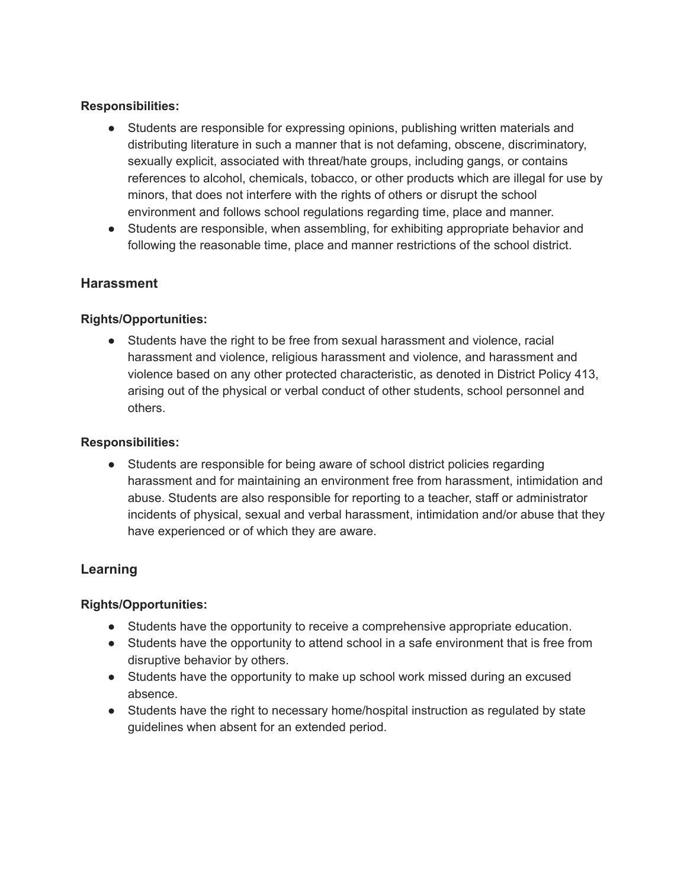**Responsibilities:**

- Students are responsible for expressing opinions, publishing written materials and distributing literature in such a manner that is not defaming, obscene, discriminatory, sexually explicit, associated with threat/hate groups, including gangs, or contains references to alcohol, chemicals, tobacco, or other products which are illegal for use by minors, that does not interfere with the rights of others or disrupt the school environment and follows school regulations regarding time, place and manner.
- Students are responsible, when assembling, for exhibiting appropriate behavior and following the reasonable time, place and manner restrictions of the school district.

## Harassment

**Rights/Opportunities:**

- Students have the right to be free from sexual harassment and violence, racial harassment and violence, religious harassment and violence, and harassment and violence based on any other protected characteristic, as denoted in District Policy 413, arising out of the physical or verbal conduct of other students, school personnel and others.

**Responsibilities:**

- Students are responsible for being aware of school district policies regarding harassment and for maintaining an environment free from harassment, intimidation and abuse. Students are also responsible for reporting to a teacher, staff or administrator incidents of physical, sexual and verbal harassment, intimidation and/or abuse that they have experienced or of which they are aware.

## Learning

**Rights/Opportunities:**

- Students have the opportunity to receive a comprehensive appropriate education.
- Students have the opportunity to attend school in a safe environment that is free from disruptive behavior by others.
- Students have the opportunity to make up school work missed during an excused absence.
- Students have the right to necessary home/hospital instruction as regulated by state guidelines when absent for an extended period.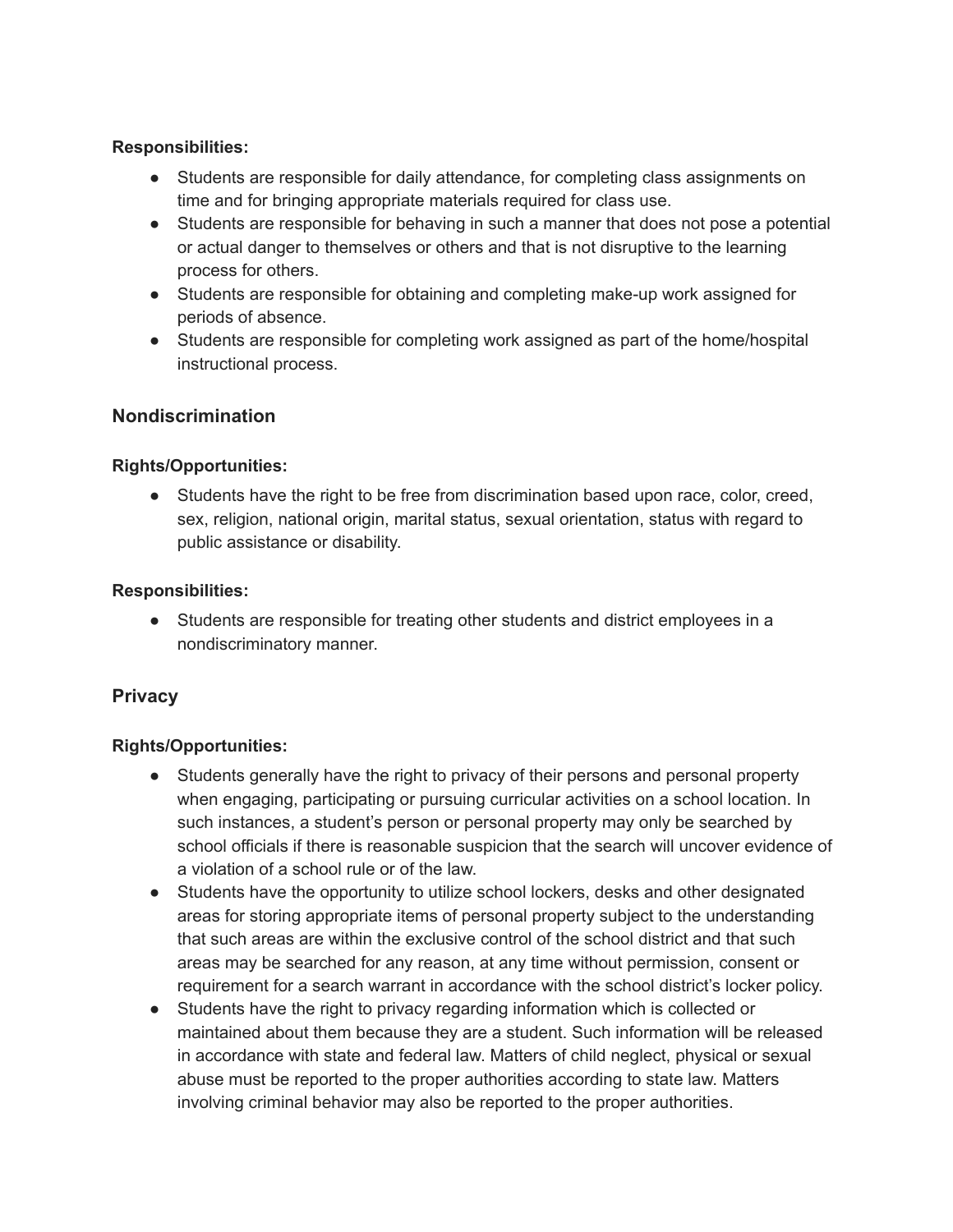**Responsibilities:**

- Students are responsible for daily attendance, for completing class assignments on time and for bringing appropriate materials required for class use.
- Students are responsible for behaving in such a manner that does not pose a potential or actual danger to themselves or others and that is not disruptive to the learning process for others.
- Students are responsible for obtaining and completing make-up work assigned for periods of absence.
- Students are responsible for completing work assigned as part of the home/hospital instructional process.

## Nondiscrimination

**Rights/Opportunities:**

- Students have the right to be free from discrimination based upon race, color, creed, sex, religion, national origin, marital status, sexual orientation, status with regard to public assistance or disability.

**Responsibilities:**

- Students are responsible for treating other students and district employees in a nondiscriminatory manner.

## Privacy

**Rights/Opportunities:**

- Students generally have the right to privacy of their persons and personal property when engaging, participating or pursuing curricular activities on a school location. In such instances, a student's person or personal property may only be searched by school officials if there is reasonable suspicion that the search will uncover evidence of a violation of a school rule or of the law.
- Students have the opportunity to utilize school lockers, desks and other designated areas for storing appropriate items of personal property subject to the understanding that such areas are within the exclusive control of the school district and that such areas may be searched for any reason, at any time without permission, consent or requirement for a search warrant in accordance with the school district's locker policy.
- Students have the right to privacy regarding information which is collected or maintained about them because they are a student. Such information will be released in accordance with state and federal law. Matters of child neglect, physical or sexual abuse must be reported to the proper authorities according to state law. Matters involving criminal behavior may also be reported to the proper authorities.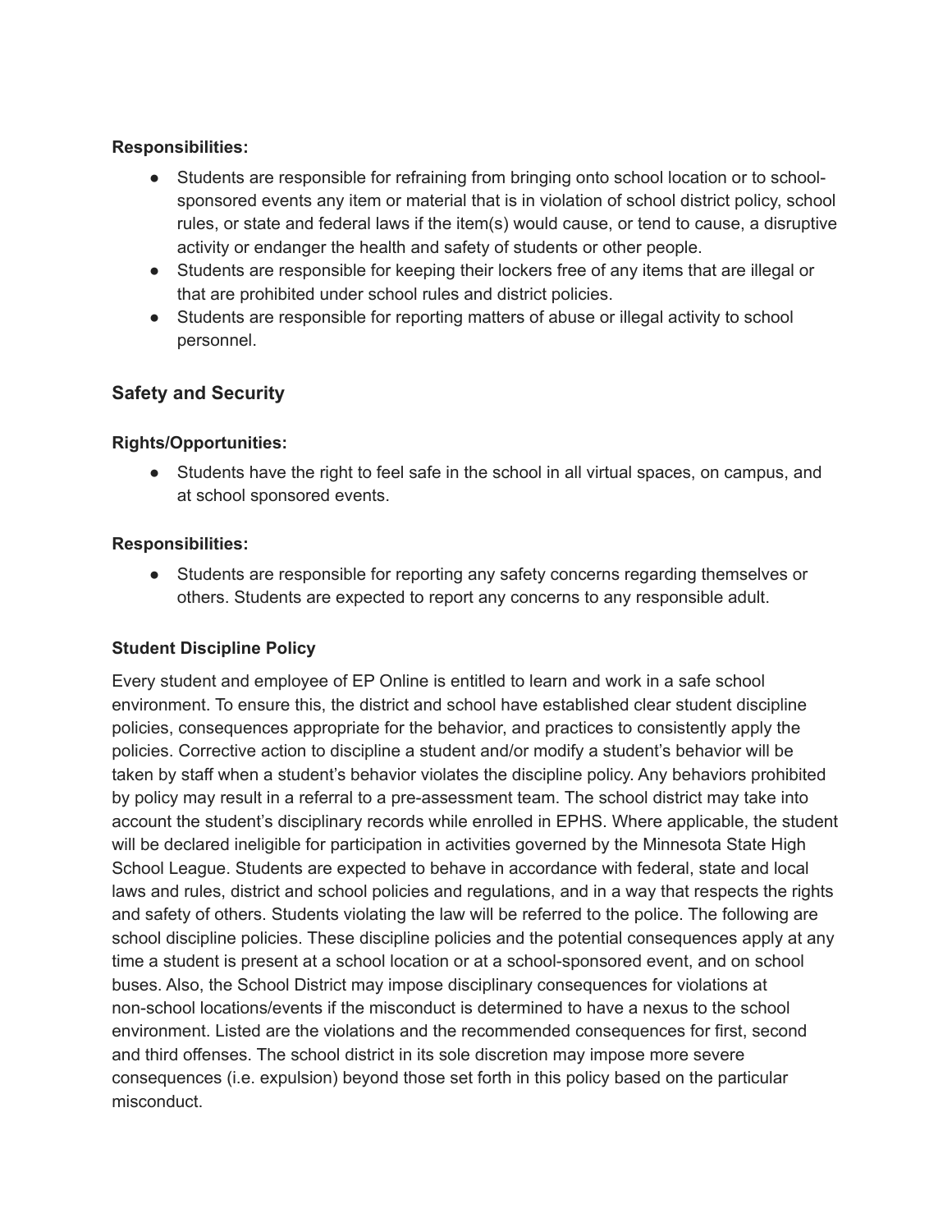**Responsibilities:**

- Students are responsible for refraining from bringing onto school location or to school-sponsored events any item or material that is in violation of school district policy, school rules, or state and federal laws if the item(s) would cause, or tend to cause, a disruptive activity or endanger the health and safety of students or other people.
- Students are responsible for keeping their lockers free of any items that are illegal or that are prohibited under school rules and district policies.
- Students are responsible for reporting matters of abuse or illegal activity to school personnel.

## Safety and Security

**Rights/Opportunities:**

- Students have the right to feel safe in the school in all virtual spaces, on campus, and at school sponsored events.

**Responsibilities:**

- Students are responsible for reporting any safety concerns regarding themselves or others. Students are expected to report any concerns to any responsible adult.

**Student Discipline Policy**

Every student and employee of EP Online is entitled to learn and work in a safe school environment. To ensure this, the district and school have established clear student discipline policies, consequences appropriate for the behavior, and practices to consistently apply the policies. Corrective action to discipline a student and/or modify a student's behavior will be taken by staff when a student's behavior violates the discipline policy. Any behaviors prohibited by policy may result in a referral to a pre-assessment team. The school district may take into account the student's disciplinary records while enrolled in EPHS. Where applicable, the student will be declared ineligible for participation in activities governed by the Minnesota State High School League. Students are expected to behave in accordance with federal, state and local laws and rules, district and school policies and regulations, and in a way that respects the rights and safety of others. Students violating the law will be referred to the police. The following are school discipline policies. These discipline policies and the potential consequences apply at any time a student is present at a school location or at a school-sponsored event, and on school buses. Also, the School District may impose disciplinary consequences for violations at non-school locations/events if the misconduct is determined to have a nexus to the school environment. Listed are the violations and the recommended consequences for first, second and third offenses. The school district in its sole discretion may impose more severe consequences (i.e. expulsion) beyond those set forth in this policy based on the particular misconduct.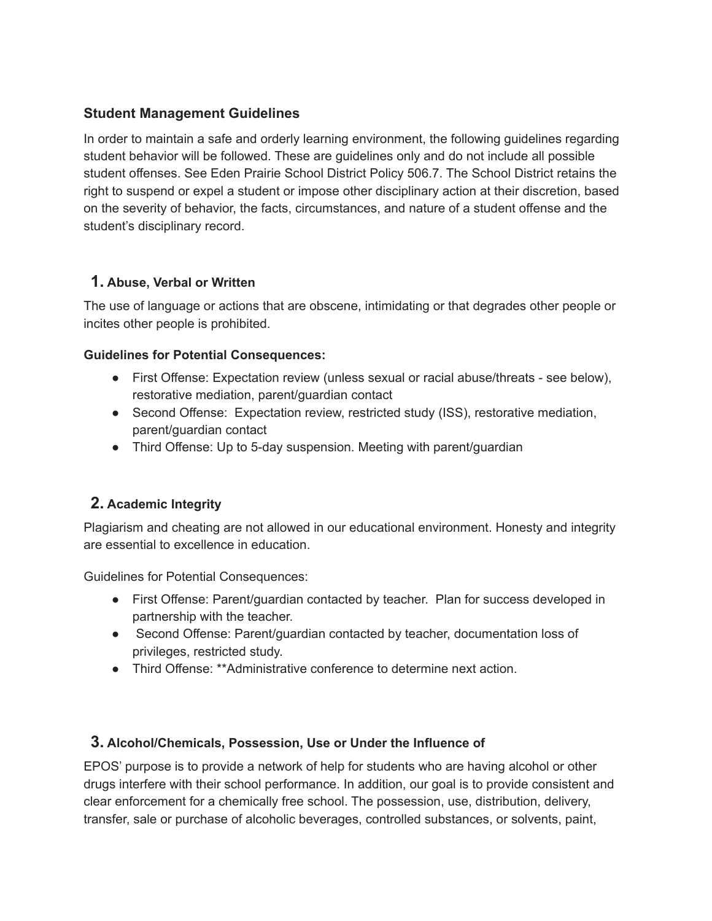### Student Management Guidelines

In order to maintain a safe and orderly learning environment, the following guidelines regarding student behavior will be followed. These are guidelines only and do not include all possible student offenses. See Eden Prairie School District Policy 506.7. The School District retains the right to suspend or expel a student or impose other disciplinary action at their discretion, based on the severity of behavior, the facts, circumstances, and nature of a student offense and the student's disciplinary record.

#### 1. Abuse, Verbal or Written

The use of language or actions that are obscene, intimidating or that degrades other people or incites other people is prohibited.

**Guidelines for Potential Consequences:**

- First Offense: Expectation review (unless sexual or racial abuse/threats - see below), restorative mediation, parent/guardian contact
- Second Offense: Expectation review, restricted study (ISS), restorative mediation, parent/guardian contact
- Third Offense: Up to 5-day suspension. Meeting with parent/guardian

#### 2. Academic Integrity

Plagiarism and cheating are not allowed in our educational environment. Honesty and integrity are essential to excellence in education.

Guidelines for Potential Consequences:

- First Offense: Parent/guardian contacted by teacher. Plan for success developed in partnership with the teacher.
- Second Offense: Parent/guardian contacted by teacher, documentation loss of privileges, restricted study.
- Third Offense: **Administrative conference to determine next action.

#### 3. Alcohol/Chemicals, Possession, Use or Under the Influence of

EPOS' purpose is to provide a network of help for students who are having alcohol or other drugs interfere with their school performance. In addition, our goal is to provide consistent and clear enforcement for a chemically free school. The possession, use, distribution, delivery, transfer, sale or purchase of alcoholic beverages, controlled substances, or solvents, paint,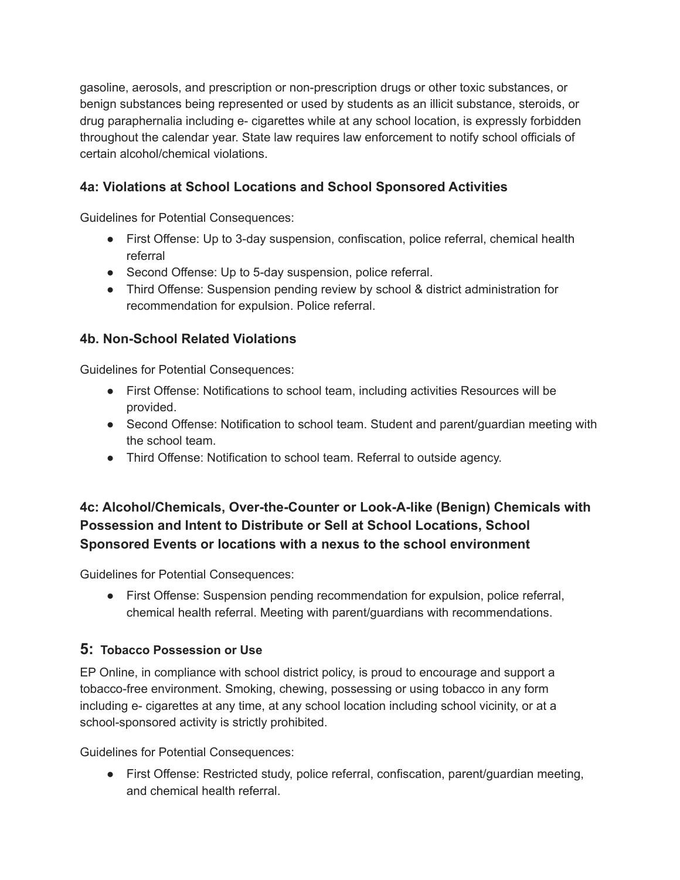gasoline, aerosols, and prescription or non-prescription drugs or other toxic substances, or benign substances being represented or used by students as an illicit substance, steroids, or drug paraphernalia including e- cigarettes while at any school location, is expressly forbidden throughout the calendar year. State law requires law enforcement to notify school officials of certain alcohol/chemical violations.

### 4a: Violations at School Locations and School Sponsored Activities

Guidelines for Potential Consequences:

- First Offense: Up to 3-day suspension, confiscation, police referral, chemical health referral
- Second Offense: Up to 5-day suspension, police referral.
- Third Offense: Suspension pending review by school & district administration for recommendation for expulsion. Police referral.

### 4b. Non-School Related Violations

Guidelines for Potential Consequences:

- First Offense: Notifications to school team, including activities Resources will be provided.
- Second Offense: Notification to school team. Student and parent/guardian meeting with the school team.
- Third Offense: Notification to school team. Referral to outside agency.

### 4c: Alcohol/Chemicals, Over-the-Counter or Look-A-like (Benign) Chemicals with Possession and Intent to Distribute or Sell at School Locations, School Sponsored Events or locations with a nexus to the school environment

Guidelines for Potential Consequences:

- First Offense: Suspension pending recommendation for expulsion, police referral, chemical health referral. Meeting with parent/guardians with recommendations.

## 5: Tobacco Possession or Use

EP Online, in compliance with school district policy, is proud to encourage and support a tobacco-free environment. Smoking, chewing, possessing or using tobacco in any form including e- cigarettes at any time, at any school location including school vicinity, or at a school-sponsored activity is strictly prohibited.

Guidelines for Potential Consequences:

- First Offense: Restricted study, police referral, confiscation, parent/guardian meeting, and chemical health referral.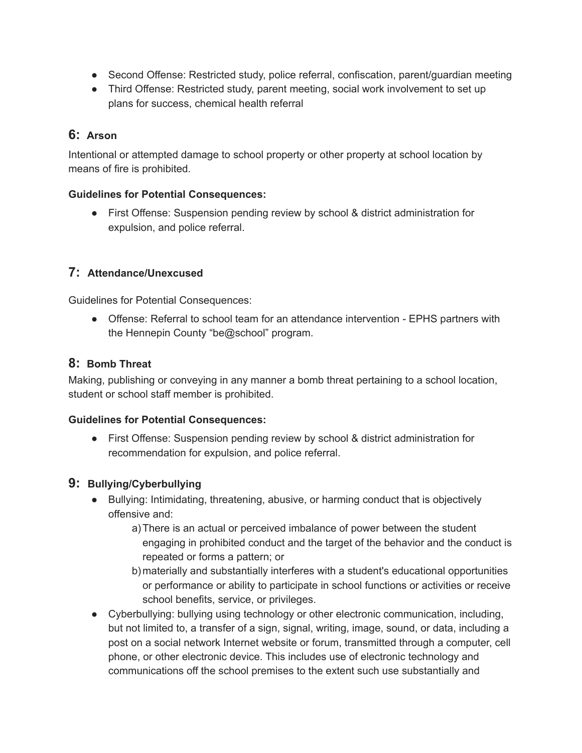- Second Offense: Restricted study, police referral, confiscation, parent/guardian meeting
- Third Offense: Restricted study, parent meeting, social work involvement to set up plans for success, chemical health referral

## 6: Arson

Intentional or attempted damage to school property or other property at school location by means of fire is prohibited.

**Guidelines for Potential Consequences:**

- First Offense: Suspension pending review by school & district administration for expulsion, and police referral.

## 7: Attendance/Unexcused

Guidelines for Potential Consequences:

- Offense: Referral to school team for an attendance intervention - EPHS partners with the Hennepin County "be@school" program.

## 8: Bomb Threat

Making, publishing or conveying in any manner a bomb threat pertaining to a school location, student or school staff member is prohibited.

**Guidelines for Potential Consequences:**

- First Offense: Suspension pending review by school & district administration for recommendation for expulsion, and police referral.

## 9: Bullying/Cyberbullying

- Bullying: Intimidating, threatening, abusive, or harming conduct that is objectively offensive and:
  a) There is an actual or perceived imbalance of power between the student engaging in prohibited conduct and the target of the behavior and the conduct is repeated or forms a pattern; or
  b) materially and substantially interferes with a student's educational opportunities or performance or ability to participate in school functions or activities or receive school benefits, service, or privileges.
- Cyberbullying: bullying using technology or other electronic communication, including, but not limited to, a transfer of a sign, signal, writing, image, sound, or data, including a post on a social network Internet website or forum, transmitted through a computer, cell phone, or other electronic device. This includes use of electronic technology and communications off the school premises to the extent such use substantially and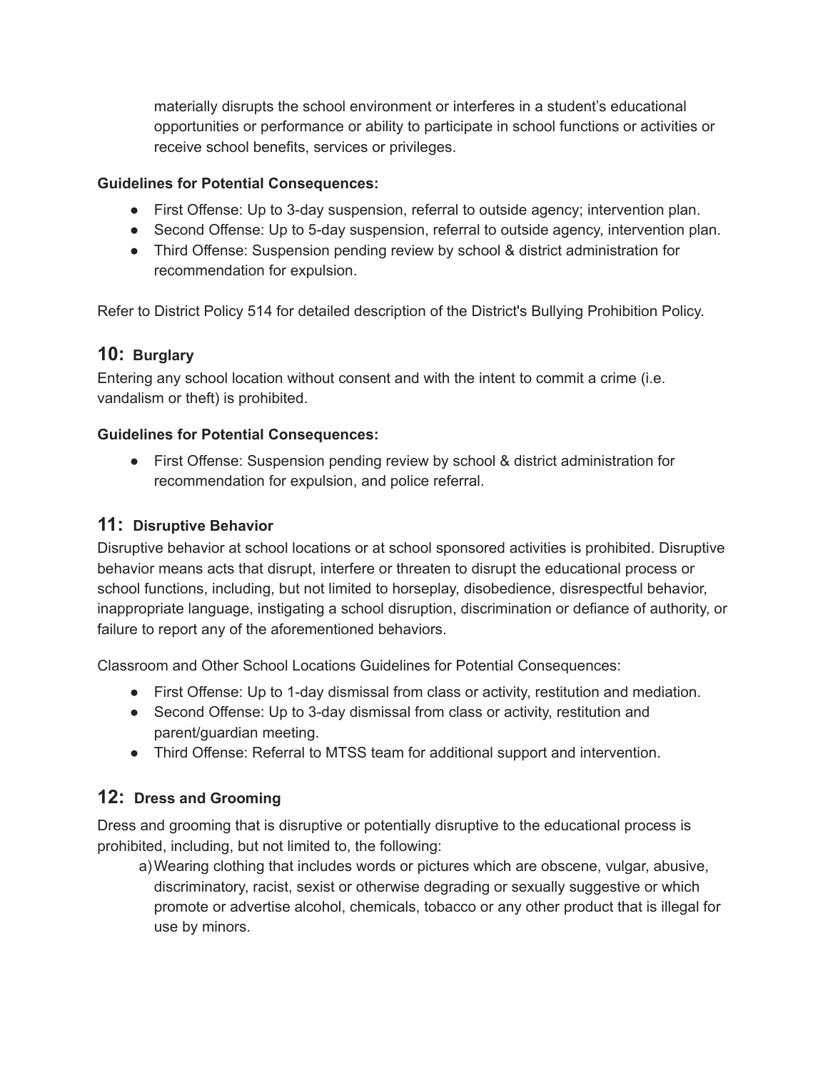materially disrupts the school environment or interferes in a student's educational opportunities or performance or ability to participate in school functions or activities or receive school benefits, services or privileges.

**Guidelines for Potential Consequences:**

- First Offense: Up to 3-day suspension, referral to outside agency; intervention plan.
- Second Offense: Up to 5-day suspension, referral to outside agency, intervention plan.
- Third Offense: Suspension pending review by school & district administration for recommendation for expulsion.

Refer to District Policy 514 for detailed description of the District's Bullying Prohibition Policy.

## 10: **Burglary**

Entering any school location without consent and with the intent to commit a crime (i.e. vandalism or theft) is prohibited.

**Guidelines for Potential Consequences:**

- First Offense: Suspension pending review by school & district administration for recommendation for expulsion, and police referral.

## 11: **Disruptive Behavior**

Disruptive behavior at school locations or at school sponsored activities is prohibited. Disruptive behavior means acts that disrupt, interfere or threaten to disrupt the educational process or school functions, including, but not limited to horseplay, disobedience, disrespectful behavior, inappropriate language, instigating a school disruption, discrimination or defiance of authority, or failure to report any of the aforementioned behaviors.

Classroom and Other School Locations Guidelines for Potential Consequences:

- First Offense: Up to 1-day dismissal from class or activity, restitution and mediation.
- Second Offense: Up to 3-day dismissal from class or activity, restitution and parent/guardian meeting.
- Third Offense: Referral to MTSS team for additional support and intervention.

## 12: **Dress and Grooming**

Dress and grooming that is disruptive or potentially disruptive to the educational process is prohibited, including, but not limited to, the following:

a) Wearing clothing that includes words or pictures which are obscene, vulgar, abusive, discriminatory, racist, sexist or otherwise degrading or sexually suggestive or which promote or advertise alcohol, chemicals, tobacco or any other product that is illegal for use by minors.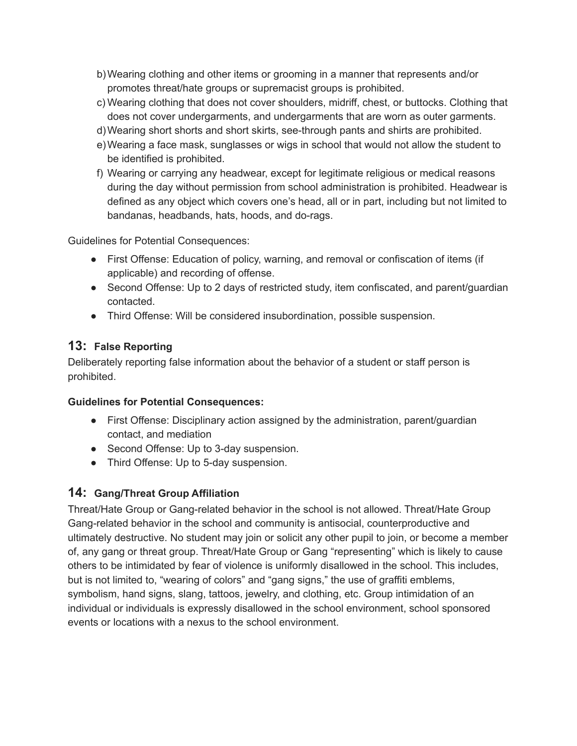b) Wearing clothing and other items or grooming in a manner that represents and/or promotes threat/hate groups or supremacist groups is prohibited.
c) Wearing clothing that does not cover shoulders, midriff, chest, or buttocks. Clothing that does not cover undergarments, and undergarments that are worn as outer garments.
d) Wearing short shorts and short skirts, see-through pants and shirts are prohibited.
e) Wearing a face mask, sunglasses or wigs in school that would not allow the student to be identified is prohibited.
f) Wearing or carrying any headwear, except for legitimate religious or medical reasons during the day without permission from school administration is prohibited. Headwear is defined as any object which covers one's head, all or in part, including but not limited to bandanas, headbands, hats, hoods, and do-rags.

Guidelines for Potential Consequences:

- First Offense: Education of policy, warning, and removal or confiscation of items (if applicable) and recording of offense.
- Second Offense: Up to 2 days of restricted study, item confiscated, and parent/guardian contacted.
- Third Offense: Will be considered insubordination, possible suspension.

## 13: False Reporting

Deliberately reporting false information about the behavior of a student or staff person is prohibited.

**Guidelines for Potential Consequences:**

- First Offense: Disciplinary action assigned by the administration, parent/guardian contact, and mediation
- Second Offense: Up to 3-day suspension.
- Third Offense: Up to 5-day suspension.

## 14: Gang/Threat Group Affiliation

Threat/Hate Group or Gang-related behavior in the school is not allowed. Threat/Hate Group Gang-related behavior in the school and community is antisocial, counterproductive and ultimately destructive. No student may join or solicit any other pupil to join, or become a member of, any gang or threat group. Threat/Hate Group or Gang "representing" which is likely to cause others to be intimidated by fear of violence is uniformly disallowed in the school. This includes, but is not limited to, "wearing of colors" and "gang signs," the use of graffiti emblems, symbolism, hand signs, slang, tattoos, jewelry, and clothing, etc. Group intimidation of an individual or individuals is expressly disallowed in the school environment, school sponsored events or locations with a nexus to the school environment.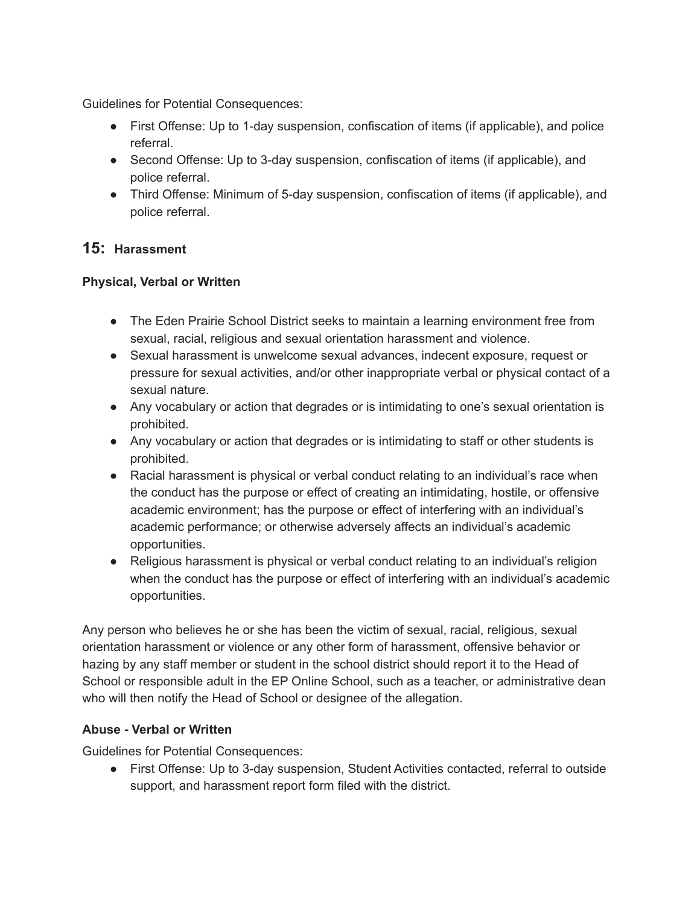Guidelines for Potential Consequences:

- First Offense: Up to 1-day suspension, confiscation of items (if applicable), and police referral.
- Second Offense: Up to 3-day suspension, confiscation of items (if applicable), and police referral.
- Third Offense: Minimum of 5-day suspension, confiscation of items (if applicable), and police referral.

## 15: Harassment

**Physical, Verbal or Written**

- The Eden Prairie School District seeks to maintain a learning environment free from sexual, racial, religious and sexual orientation harassment and violence.
- Sexual harassment is unwelcome sexual advances, indecent exposure, request or pressure for sexual activities, and/or other inappropriate verbal or physical contact of a sexual nature.
- Any vocabulary or action that degrades or is intimidating to one's sexual orientation is prohibited.
- Any vocabulary or action that degrades or is intimidating to staff or other students is prohibited.
- Racial harassment is physical or verbal conduct relating to an individual's race when the conduct has the purpose or effect of creating an intimidating, hostile, or offensive academic environment; has the purpose or effect of interfering with an individual's academic performance; or otherwise adversely affects an individual's academic opportunities.
- Religious harassment is physical or verbal conduct relating to an individual's religion when the conduct has the purpose or effect of interfering with an individual's academic opportunities.

Any person who believes he or she has been the victim of sexual, racial, religious, sexual orientation harassment or violence or any other form of harassment, offensive behavior or hazing by any staff member or student in the school district should report it to the Head of School or responsible adult in the EP Online School, such as a teacher, or administrative dean who will then notify the Head of School or designee of the allegation.

**Abuse - Verbal or Written**

Guidelines for Potential Consequences:

- First Offense: Up to 3-day suspension, Student Activities contacted, referral to outside support, and harassment report form filed with the district.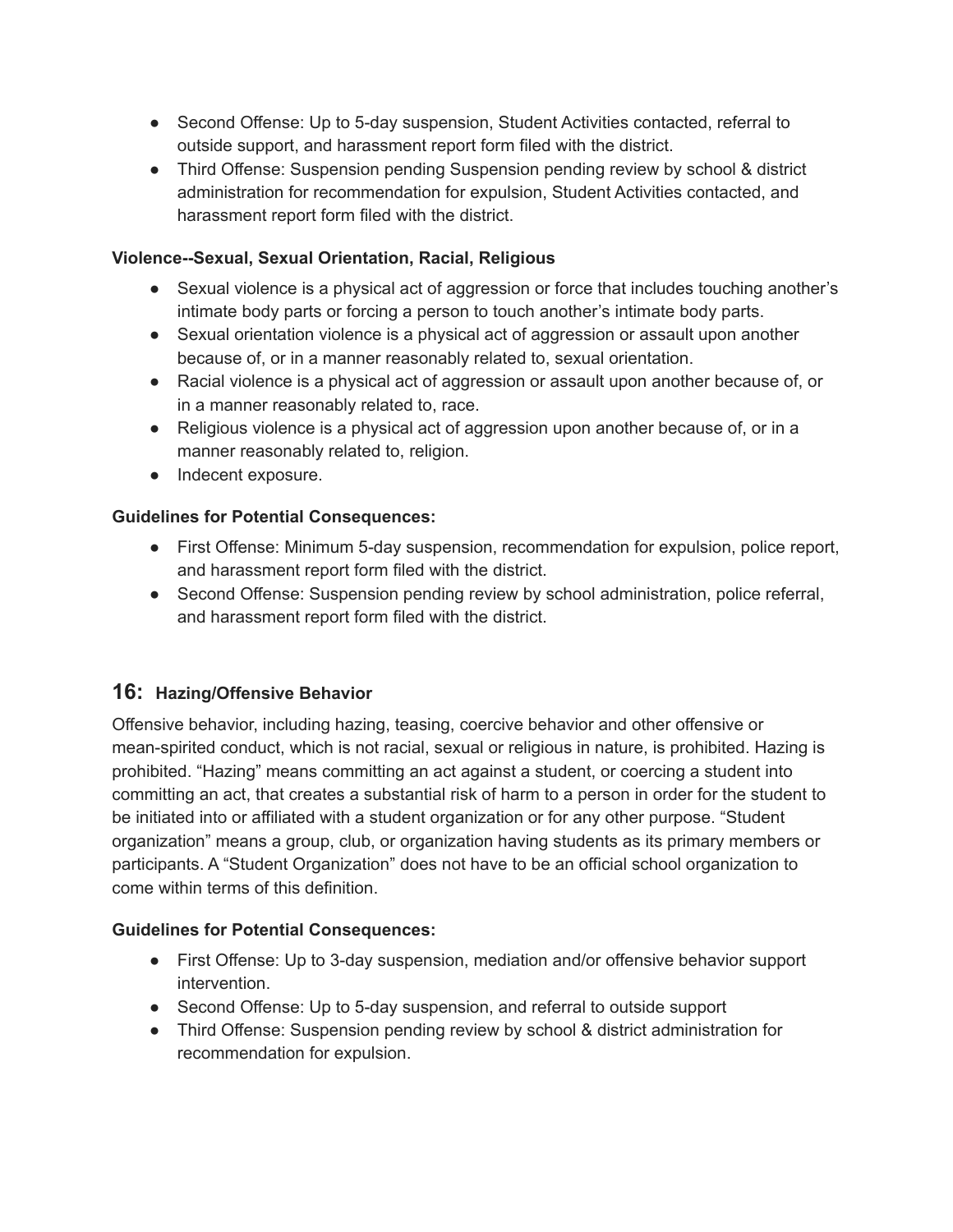- Second Offense: Up to 5-day suspension, Student Activities contacted, referral to outside support, and harassment report form filed with the district.
- Third Offense: Suspension pending Suspension pending review by school & district administration for recommendation for expulsion, Student Activities contacted, and harassment report form filed with the district.

**Violence--Sexual, Sexual Orientation, Racial, Religious**

- Sexual violence is a physical act of aggression or force that includes touching another's intimate body parts or forcing a person to touch another's intimate body parts.
- Sexual orientation violence is a physical act of aggression or assault upon another because of, or in a manner reasonably related to, sexual orientation.
- Racial violence is a physical act of aggression or assault upon another because of, or in a manner reasonably related to, race.
- Religious violence is a physical act of aggression upon another because of, or in a manner reasonably related to, religion.
- Indecent exposure.

**Guidelines for Potential Consequences:**

- First Offense: Minimum 5-day suspension, recommendation for expulsion, police report, and harassment report form filed with the district.
- Second Offense: Suspension pending review by school administration, police referral, and harassment report form filed with the district.

## 16: Hazing/Offensive Behavior

Offensive behavior, including hazing, teasing, coercive behavior and other offensive or mean-spirited conduct, which is not racial, sexual or religious in nature, is prohibited. Hazing is prohibited. "Hazing" means committing an act against a student, or coercing a student into committing an act, that creates a substantial risk of harm to a person in order for the student to be initiated into or affiliated with a student organization or for any other purpose. "Student organization" means a group, club, or organization having students as its primary members or participants. A "Student Organization" does not have to be an official school organization to come within terms of this definition.

**Guidelines for Potential Consequences:**

- First Offense: Up to 3-day suspension, mediation and/or offensive behavior support intervention.
- Second Offense: Up to 5-day suspension, and referral to outside support
- Third Offense: Suspension pending review by school & district administration for recommendation for expulsion.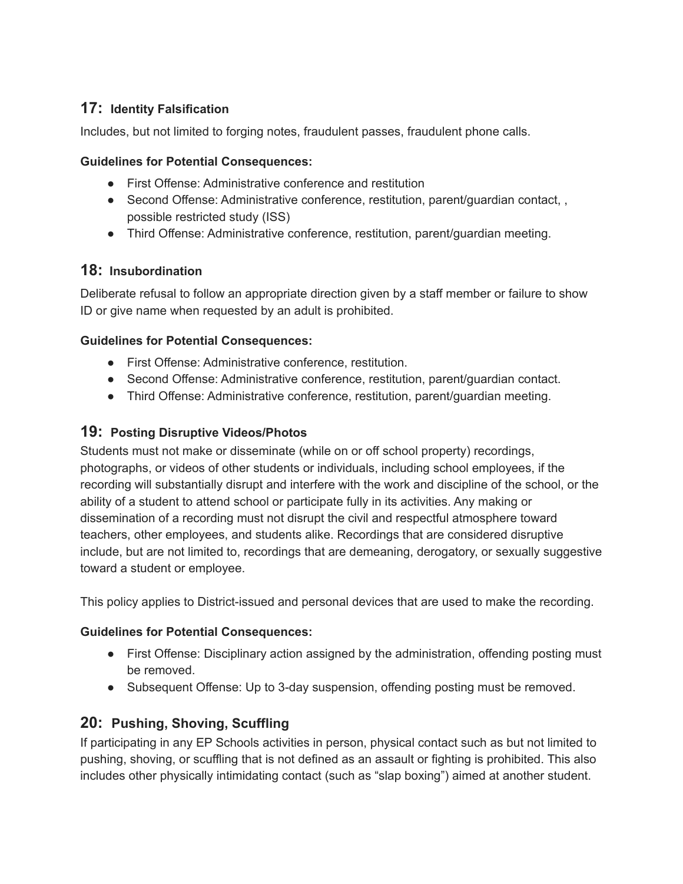## 17: Identity Falsification

Includes, but not limited to forging notes, fraudulent passes, fraudulent phone calls.

**Guidelines for Potential Consequences:**

- First Offense: Administrative conference and restitution
- Second Offense: Administrative conference, restitution, parent/guardian contact, , possible restricted study (ISS)
- Third Offense: Administrative conference, restitution, parent/guardian meeting.

## 18: Insubordination

Deliberate refusal to follow an appropriate direction given by a staff member or failure to show ID or give name when requested by an adult is prohibited.

**Guidelines for Potential Consequences:**

- First Offense: Administrative conference, restitution.
- Second Offense: Administrative conference, restitution, parent/guardian contact.
- Third Offense: Administrative conference, restitution, parent/guardian meeting.

## 19: Posting Disruptive Videos/Photos

Students must not make or disseminate (while on or off school property) recordings, photographs, or videos of other students or individuals, including school employees, if the recording will substantially disrupt and interfere with the work and discipline of the school, or the ability of a student to attend school or participate fully in its activities. Any making or dissemination of a recording must not disrupt the civil and respectful atmosphere toward teachers, other employees, and students alike. Recordings that are considered disruptive include, but are not limited to, recordings that are demeaning, derogatory, or sexually suggestive toward a student or employee.

This policy applies to District-issued and personal devices that are used to make the recording.

**Guidelines for Potential Consequences:**

- First Offense: Disciplinary action assigned by the administration, offending posting must be removed.
- Subsequent Offense: Up to 3-day suspension, offending posting must be removed.

## 20: Pushing, Shoving, Scuffling

If participating in any EP Schools activities in person, physical contact such as but not limited to pushing, shoving, or scuffling that is not defined as an assault or fighting is prohibited. This also includes other physically intimidating contact (such as "slap boxing") aimed at another student.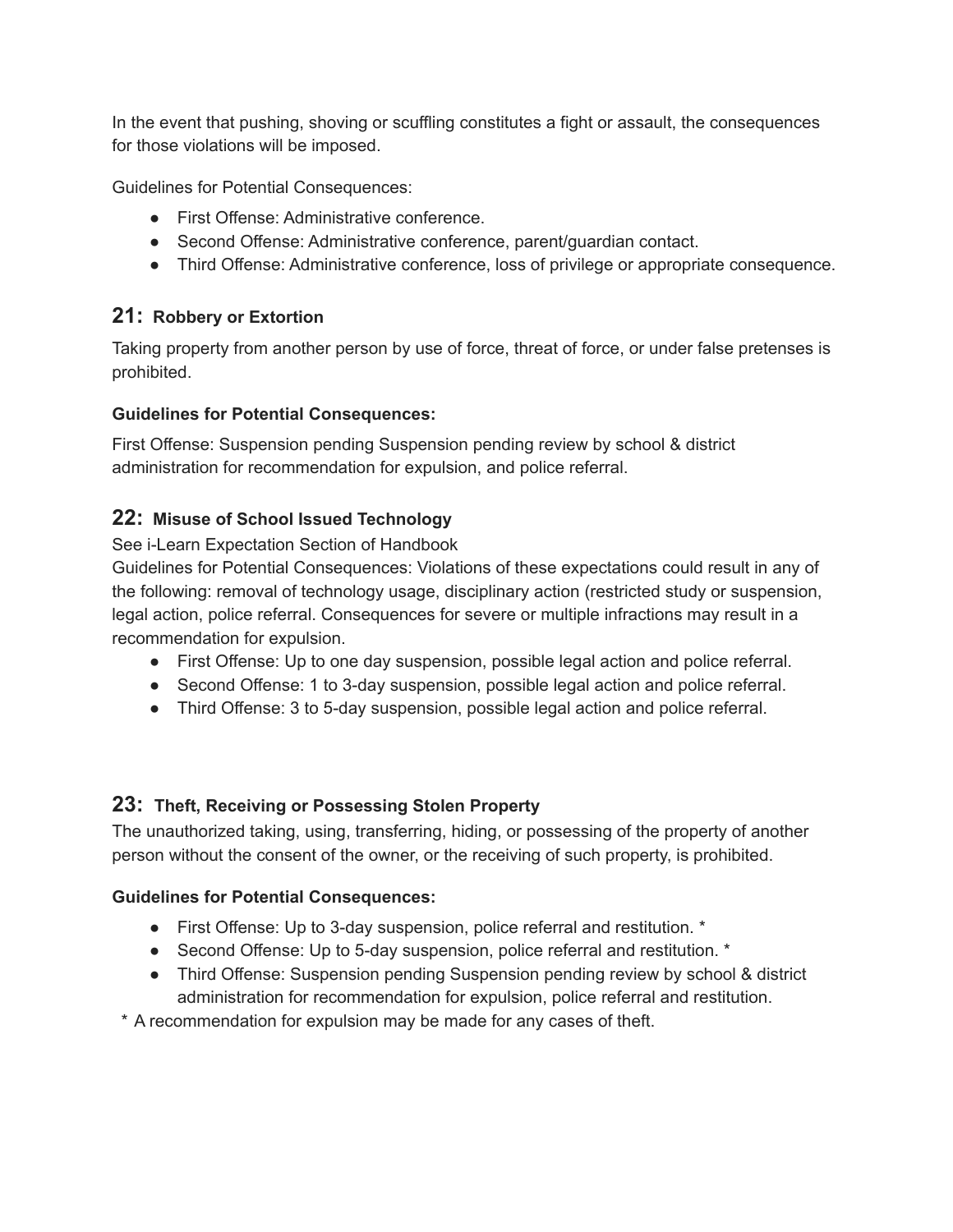In the event that pushing, shoving or scuffling constitutes a fight or assault, the consequences for those violations will be imposed.

Guidelines for Potential Consequences:

- First Offense: Administrative conference.
- Second Offense: Administrative conference, parent/guardian contact.
- Third Offense: Administrative conference, loss of privilege or appropriate consequence.

## 21: Robbery or Extortion

Taking property from another person by use of force, threat of force, or under false pretenses is prohibited.

**Guidelines for Potential Consequences:**

First Offense: Suspension pending Suspension pending review by school & district administration for recommendation for expulsion, and police referral.

## 22: Misuse of School Issued Technology

See i-Learn Expectation Section of Handbook

Guidelines for Potential Consequences: Violations of these expectations could result in any of the following: removal of technology usage, disciplinary action (restricted study or suspension, legal action, police referral. Consequences for severe or multiple infractions may result in a recommendation for expulsion.

- First Offense: Up to one day suspension, possible legal action and police referral.
- Second Offense: 1 to 3-day suspension, possible legal action and police referral.
- Third Offense: 3 to 5-day suspension, possible legal action and police referral.

## 23: Theft, Receiving or Possessing Stolen Property

The unauthorized taking, using, transferring, hiding, or possessing of the property of another person without the consent of the owner, or the receiving of such property, is prohibited.

**Guidelines for Potential Consequences:**

- First Offense: Up to 3-day suspension, police referral and restitution. *
- Second Offense: Up to 5-day suspension, police referral and restitution. *
- Third Offense: Suspension pending Suspension pending review by school & district administration for recommendation for expulsion, police referral and restitution.

* A recommendation for expulsion may be made for any cases of theft.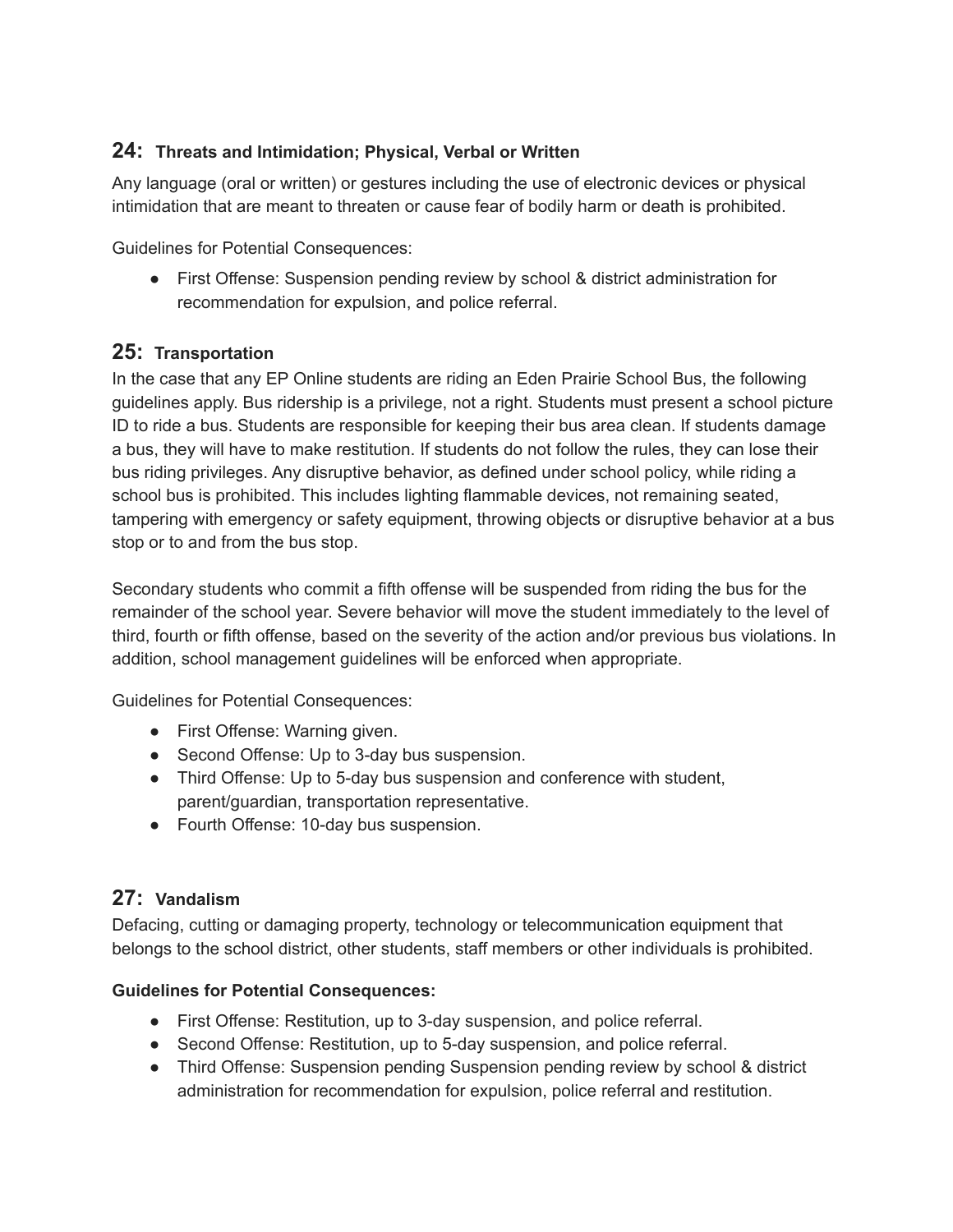## 24: Threats and Intimidation; Physical, Verbal or Written

Any language (oral or written) or gestures including the use of electronic devices or physical intimidation that are meant to threaten or cause fear of bodily harm or death is prohibited.

Guidelines for Potential Consequences:

- First Offense: Suspension pending review by school & district administration for recommendation for expulsion, and police referral.

## 25: Transportation

In the case that any EP Online students are riding an Eden Prairie School Bus, the following guidelines apply. Bus ridership is a privilege, not a right. Students must present a school picture ID to ride a bus. Students are responsible for keeping their bus area clean. If students damage a bus, they will have to make restitution. If students do not follow the rules, they can lose their bus riding privileges. Any disruptive behavior, as defined under school policy, while riding a school bus is prohibited. This includes lighting flammable devices, not remaining seated, tampering with emergency or safety equipment, throwing objects or disruptive behavior at a bus stop or to and from the bus stop.

Secondary students who commit a fifth offense will be suspended from riding the bus for the remainder of the school year. Severe behavior will move the student immediately to the level of third, fourth or fifth offense, based on the severity of the action and/or previous bus violations. In addition, school management guidelines will be enforced when appropriate.

Guidelines for Potential Consequences:

- First Offense: Warning given.
- Second Offense: Up to 3-day bus suspension.
- Third Offense: Up to 5-day bus suspension and conference with student, parent/guardian, transportation representative.
- Fourth Offense: 10-day bus suspension.

## 27: Vandalism

Defacing, cutting or damaging property, technology or telecommunication equipment that belongs to the school district, other students, staff members or other individuals is prohibited.

**Guidelines for Potential Consequences:**

- First Offense: Restitution, up to 3-day suspension, and police referral.
- Second Offense: Restitution, up to 5-day suspension, and police referral.
- Third Offense: Suspension pending Suspension pending review by school & district administration for recommendation for expulsion, police referral and restitution.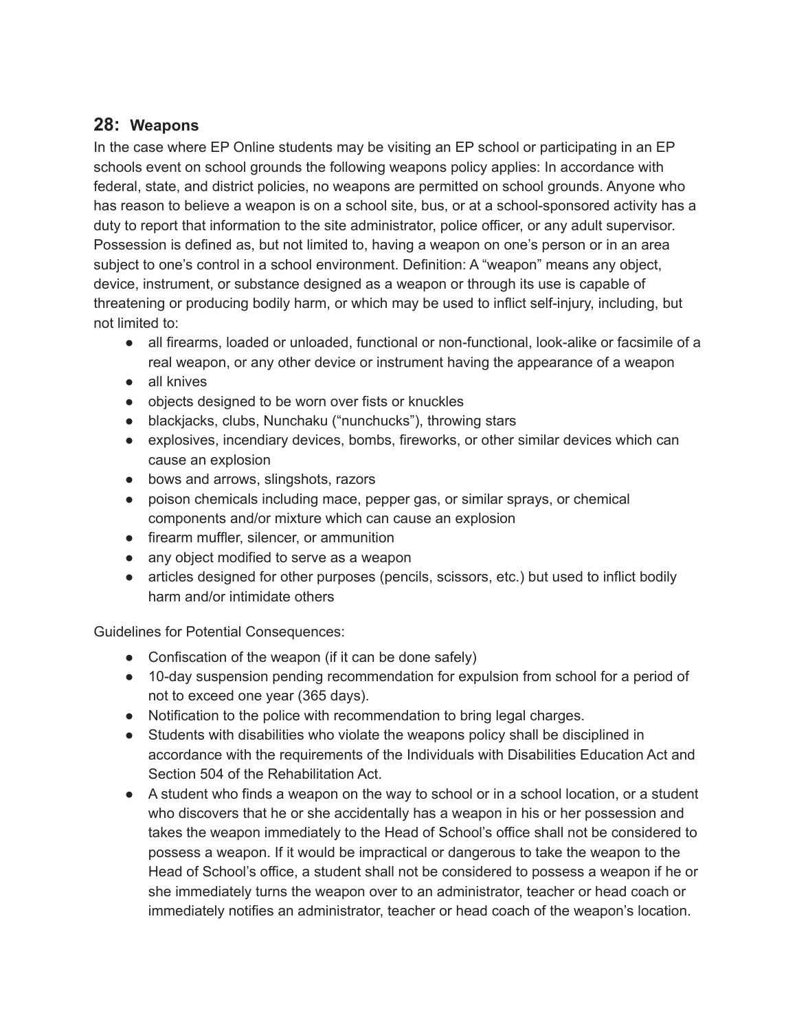## 28: Weapons

In the case where EP Online students may be visiting an EP school or participating in an EP schools event on school grounds the following weapons policy applies: In accordance with federal, state, and district policies, no weapons are permitted on school grounds. Anyone who has reason to believe a weapon is on a school site, bus, or at a school-sponsored activity has a duty to report that information to the site administrator, police officer, or any adult supervisor. Possession is defined as, but not limited to, having a weapon on one's person or in an area subject to one's control in a school environment. Definition: A "weapon" means any object, device, instrument, or substance designed as a weapon or through its use is capable of threatening or producing bodily harm, or which may be used to inflict self-injury, including, but not limited to:

- all firearms, loaded or unloaded, functional or non-functional, look-alike or facsimile of a real weapon, or any other device or instrument having the appearance of a weapon
- all knives
- objects designed to be worn over fists or knuckles
- blackjacks, clubs, Nunchaku ("nunchucks"), throwing stars
- explosives, incendiary devices, bombs, fireworks, or other similar devices which can cause an explosion
- bows and arrows, slingshots, razors
- poison chemicals including mace, pepper gas, or similar sprays, or chemical components and/or mixture which can cause an explosion
- firearm muffler, silencer, or ammunition
- any object modified to serve as a weapon
- articles designed for other purposes (pencils, scissors, etc.) but used to inflict bodily harm and/or intimidate others

Guidelines for Potential Consequences:

- Confiscation of the weapon (if it can be done safely)
- 10-day suspension pending recommendation for expulsion from school for a period of not to exceed one year (365 days).
- Notification to the police with recommendation to bring legal charges.
- Students with disabilities who violate the weapons policy shall be disciplined in accordance with the requirements of the Individuals with Disabilities Education Act and Section 504 of the Rehabilitation Act.
- A student who finds a weapon on the way to school or in a school location, or a student who discovers that he or she accidentally has a weapon in his or her possession and takes the weapon immediately to the Head of School's office shall not be considered to possess a weapon. If it would be impractical or dangerous to take the weapon to the Head of School's office, a student shall not be considered to possess a weapon if he or she immediately turns the weapon over to an administrator, teacher or head coach or immediately notifies an administrator, teacher or head coach of the weapon's location.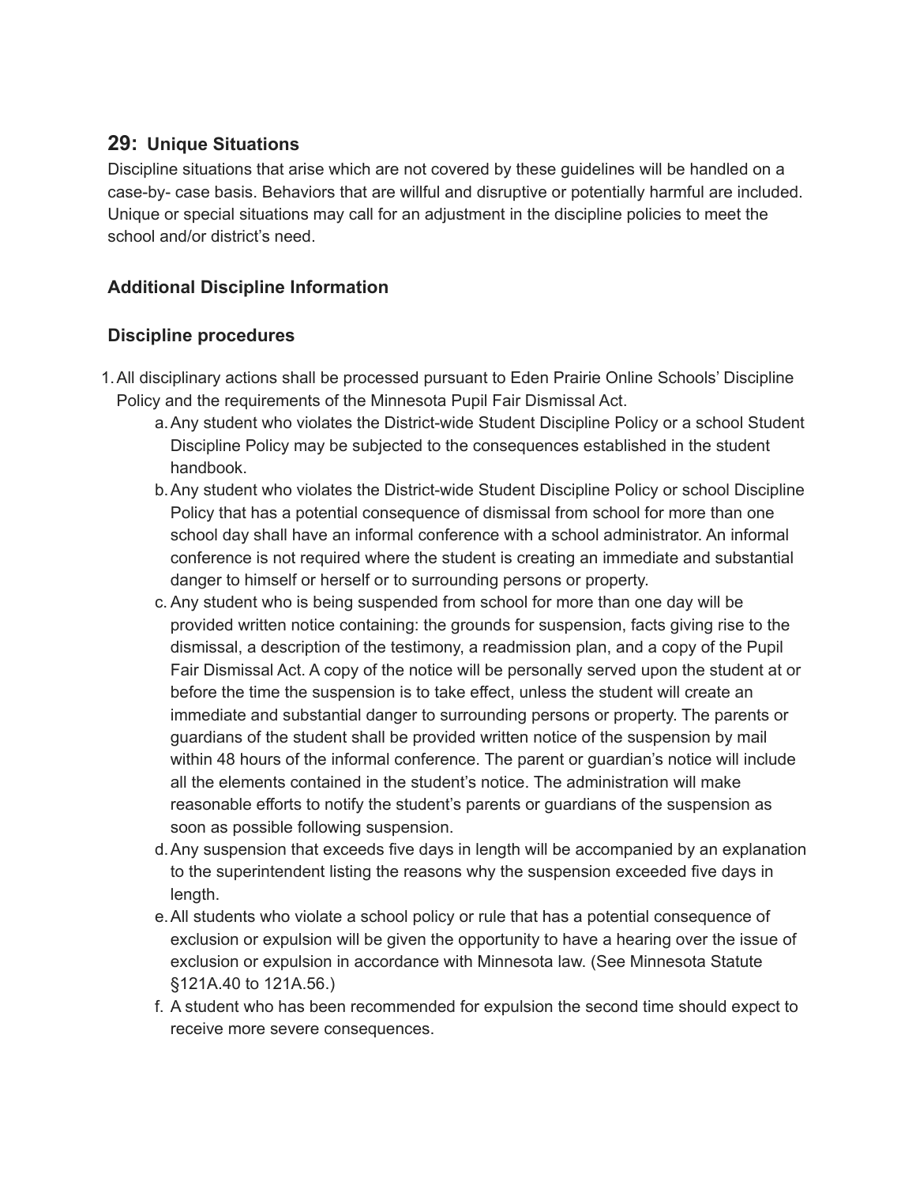## 29: Unique Situations

Discipline situations that arise which are not covered by these guidelines will be handled on a case-by- case basis. Behaviors that are willful and disruptive or potentially harmful are included. Unique or special situations may call for an adjustment in the discipline policies to meet the school and/or district's need.

### Additional Discipline Information

### Discipline procedures

1. All disciplinary actions shall be processed pursuant to Eden Prairie Online Schools' Discipline Policy and the requirements of the Minnesota Pupil Fair Dismissal Act.
   a. Any student who violates the District-wide Student Discipline Policy or a school Student Discipline Policy may be subjected to the consequences established in the student handbook.
   b. Any student who violates the District-wide Student Discipline Policy or school Discipline Policy that has a potential consequence of dismissal from school for more than one school day shall have an informal conference with a school administrator. An informal conference is not required where the student is creating an immediate and substantial danger to himself or herself or to surrounding persons or property.
   c. Any student who is being suspended from school for more than one day will be provided written notice containing: the grounds for suspension, facts giving rise to the dismissal, a description of the testimony, a readmission plan, and a copy of the Pupil Fair Dismissal Act. A copy of the notice will be personally served upon the student at or before the time the suspension is to take effect, unless the student will create an immediate and substantial danger to surrounding persons or property. The parents or guardians of the student shall be provided written notice of the suspension by mail within 48 hours of the informal conference. The parent or guardian's notice will include all the elements contained in the student's notice. The administration will make reasonable efforts to notify the student's parents or guardians of the suspension as soon as possible following suspension.
   d. Any suspension that exceeds five days in length will be accompanied by an explanation to the superintendent listing the reasons why the suspension exceeded five days in length.
   e. All students who violate a school policy or rule that has a potential consequence of exclusion or expulsion will be given the opportunity to have a hearing over the issue of exclusion or expulsion in accordance with Minnesota law. (See Minnesota Statute §121A.40 to 121A.56.)
   f. A student who has been recommended for expulsion the second time should expect to receive more severe consequences.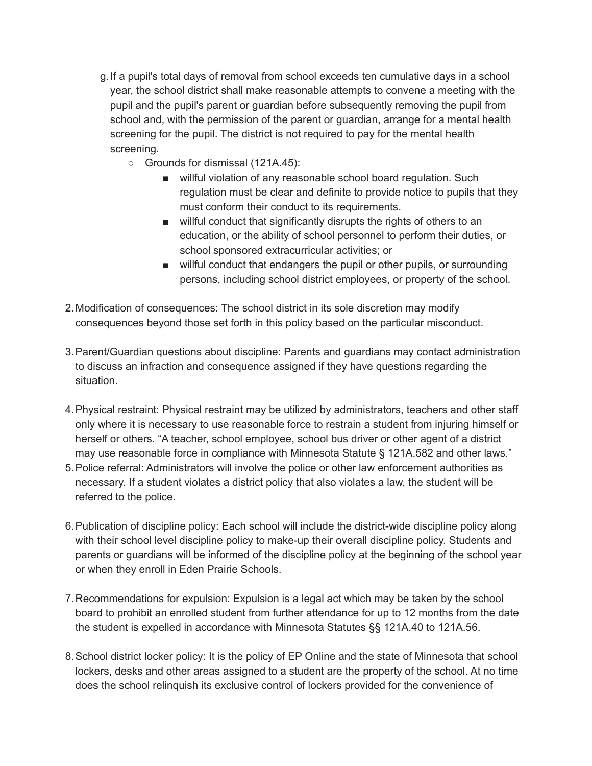g. If a pupil's total days of removal from school exceeds ten cumulative days in a school year, the school district shall make reasonable attempts to convene a meeting with the pupil and the pupil's parent or guardian before subsequently removing the pupil from school and, with the permission of the parent or guardian, arrange for a mental health screening for the pupil. The district is not required to pay for the mental health screening.
      - Grounds for dismissal (121A.45):
         - willful violation of any reasonable school board regulation. Such regulation must be clear and definite to provide notice to pupils that they must conform their conduct to its requirements.
         - willful conduct that significantly disrupts the rights of others to an education, or the ability of school personnel to perform their duties, or school sponsored extracurricular activities; or
         - willful conduct that endangers the pupil or other pupils, or surrounding persons, including school district employees, or property of the school.

2. Modification of consequences: The school district in its sole discretion may modify consequences beyond those set forth in this policy based on the particular misconduct.

3. Parent/Guardian questions about discipline: Parents and guardians may contact administration to discuss an infraction and consequence assigned if they have questions regarding the situation.

4. Physical restraint: Physical restraint may be utilized by administrators, teachers and other staff only where it is necessary to use reasonable force to restrain a student from injuring himself or herself or others. "A teacher, school employee, school bus driver or other agent of a district may use reasonable force in compliance with Minnesota Statute § 121A.582 and other laws."
5. Police referral: Administrators will involve the police or other law enforcement authorities as necessary. If a student violates a district policy that also violates a law, the student will be referred to the police.

6. Publication of discipline policy: Each school will include the district-wide discipline policy along with their school level discipline policy to make-up their overall discipline policy. Students and parents or guardians will be informed of the discipline policy at the beginning of the school year or when they enroll in Eden Prairie Schools.

7. Recommendations for expulsion: Expulsion is a legal act which may be taken by the school board to prohibit an enrolled student from further attendance for up to 12 months from the date the student is expelled in accordance with Minnesota Statutes §§ 121A.40 to 121A.56.

8. School district locker policy: It is the policy of EP Online and the state of Minnesota that school lockers, desks and other areas assigned to a student are the property of the school. At no time does the school relinquish its exclusive control of lockers provided for the convenience of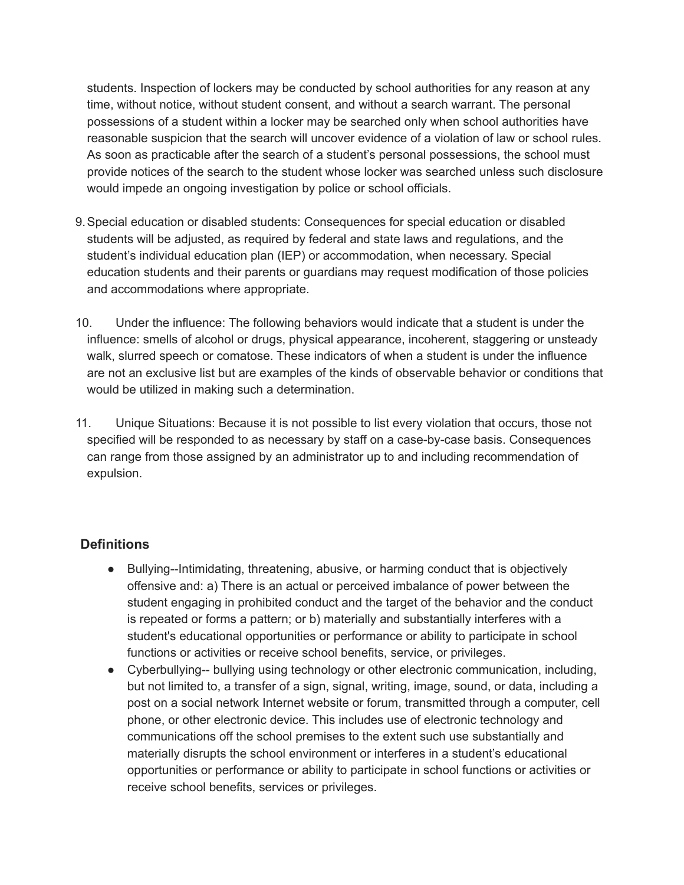students. Inspection of lockers may be conducted by school authorities for any reason at any time, without notice, without student consent, and without a search warrant. The personal possessions of a student within a locker may be searched only when school authorities have reasonable suspicion that the search will uncover evidence of a violation of law or school rules. As soon as practicable after the search of a student's personal possessions, the school must provide notices of the search to the student whose locker was searched unless such disclosure would impede an ongoing investigation by police or school officials.

9. Special education or disabled students: Consequences for special education or disabled students will be adjusted, as required by federal and state laws and regulations, and the student's individual education plan (IEP) or accommodation, when necessary. Special education students and their parents or guardians may request modification of those policies and accommodations where appropriate.

10. Under the influence: The following behaviors would indicate that a student is under the influence: smells of alcohol or drugs, physical appearance, incoherent, staggering or unsteady walk, slurred speech or comatose. These indicators of when a student is under the influence are not an exclusive list but are examples of the kinds of observable behavior or conditions that would be utilized in making such a determination.

11. Unique Situations: Because it is not possible to list every violation that occurs, those not specified will be responded to as necessary by staff on a case-by-case basis. Consequences can range from those assigned by an administrator up to and including recommendation of expulsion.

## Definitions

- Bullying--Intimidating, threatening, abusive, or harming conduct that is objectively offensive and: a) There is an actual or perceived imbalance of power between the student engaging in prohibited conduct and the target of the behavior and the conduct is repeated or forms a pattern; or b) materially and substantially interferes with a student's educational opportunities or performance or ability to participate in school functions or activities or receive school benefits, service, or privileges.
- Cyberbullying-- bullying using technology or other electronic communication, including, but not limited to, a transfer of a sign, signal, writing, image, sound, or data, including a post on a social network Internet website or forum, transmitted through a computer, cell phone, or other electronic device. This includes use of electronic technology and communications off the school premises to the extent such use substantially and materially disrupts the school environment or interferes in a student's educational opportunities or performance or ability to participate in school functions or activities or receive school benefits, services or privileges.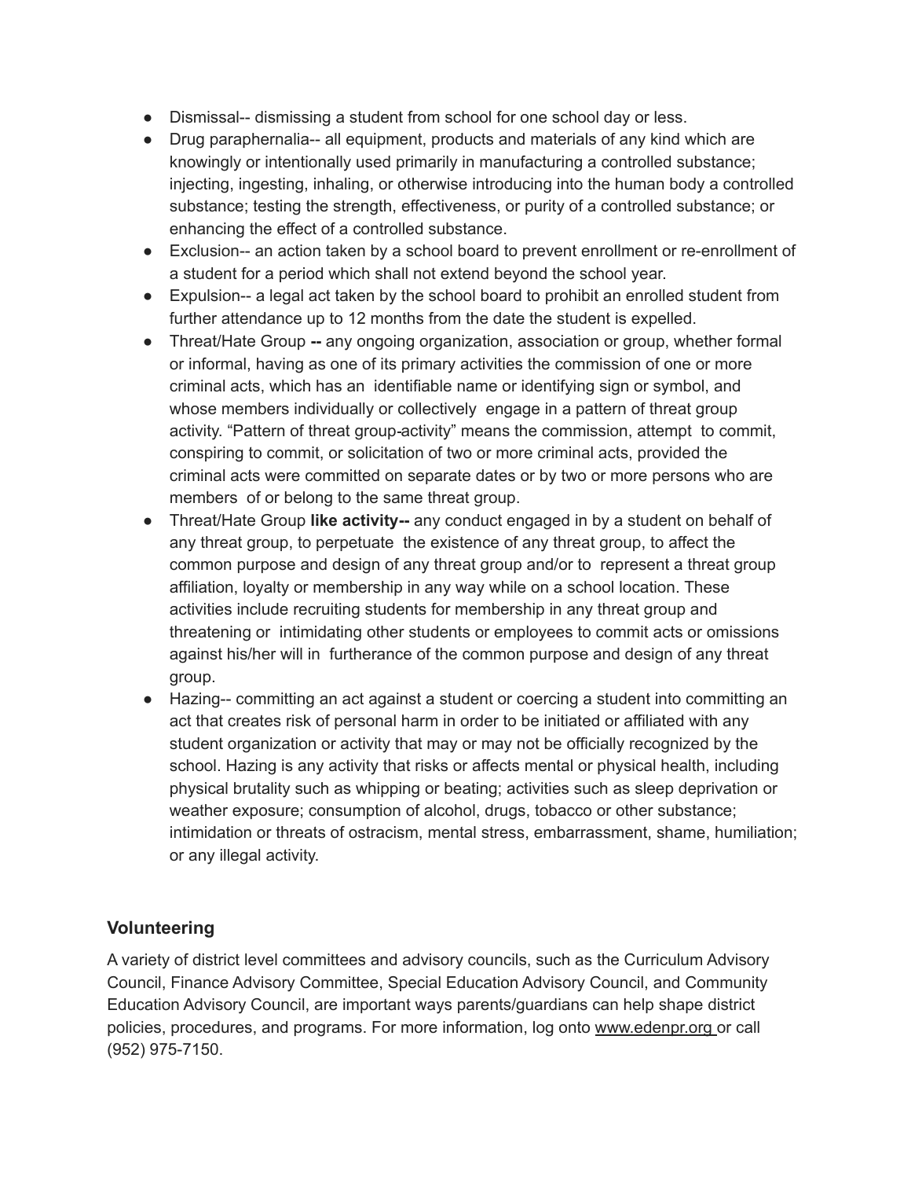- Dismissal-- dismissing a student from school for one school day or less.
- Drug paraphernalia-- all equipment, products and materials of any kind which are knowingly or intentionally used primarily in manufacturing a controlled substance; injecting, ingesting, inhaling, or otherwise introducing into the human body a controlled substance; testing the strength, effectiveness, or purity of a controlled substance; or enhancing the effect of a controlled substance.
- Exclusion-- an action taken by a school board to prevent enrollment or re-enrollment of a student for a period which shall not extend beyond the school year.
- Expulsion-- a legal act taken by the school board to prohibit an enrolled student from further attendance up to 12 months from the date the student is expelled.
- Threat/Hate Group **--** any ongoing organization, association or group, whether formal or informal, having as one of its primary activities the commission of one or more criminal acts, which has an identifiable name or identifying sign or symbol, and whose members individually or collectively engage in a pattern of threat group activity. "Pattern of threat group-activity" means the commission, attempt to commit, conspiring to commit, or solicitation of two or more criminal acts, provided the criminal acts were committed on separate dates or by two or more persons who are members of or belong to the same threat group.
- Threat/Hate Group **like activity--** any conduct engaged in by a student on behalf of any threat group, to perpetuate the existence of any threat group, to affect the common purpose and design of any threat group and/or to represent a threat group affiliation, loyalty or membership in any way while on a school location. These activities include recruiting students for membership in any threat group and threatening or intimidating other students or employees to commit acts or omissions against his/her will in furtherance of the common purpose and design of any threat group.
- Hazing-- committing an act against a student or coercing a student into committing an act that creates risk of personal harm in order to be initiated or affiliated with any student organization or activity that may or may not be officially recognized by the school. Hazing is any activity that risks or affects mental or physical health, including physical brutality such as whipping or beating; activities such as sleep deprivation or weather exposure; consumption of alcohol, drugs, tobacco or other substance; intimidation or threats of ostracism, mental stress, embarrassment, shame, humiliation; or any illegal activity.

### Volunteering

A variety of district level committees and advisory councils, such as the Curriculum Advisory Council, Finance Advisory Committee, Special Education Advisory Council, and Community Education Advisory Council, are important ways parents/guardians can help shape district policies, procedures, and programs. For more information, log onto www.edenpr.org or call (952) 975-7150.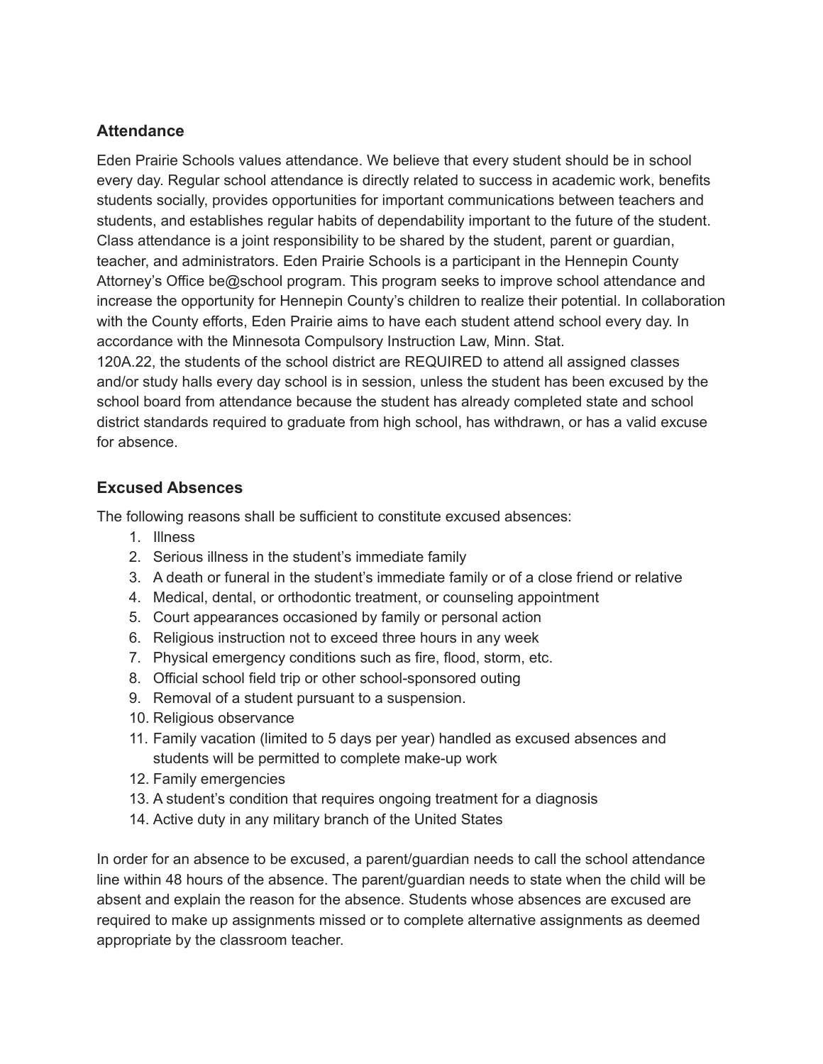## Attendance

Eden Prairie Schools values attendance. We believe that every student should be in school every day. Regular school attendance is directly related to success in academic work, benefits students socially, provides opportunities for important communications between teachers and students, and establishes regular habits of dependability important to the future of the student. Class attendance is a joint responsibility to be shared by the student, parent or guardian, teacher, and administrators. Eden Prairie Schools is a participant in the Hennepin County Attorney's Office be@school program. This program seeks to improve school attendance and increase the opportunity for Hennepin County's children to realize their potential. In collaboration with the County efforts, Eden Prairie aims to have each student attend school every day. In accordance with the Minnesota Compulsory Instruction Law, Minn. Stat. 120A.22, the students of the school district are REQUIRED to attend all assigned classes and/or study halls every day school is in session, unless the student has been excused by the school board from attendance because the student has already completed state and school district standards required to graduate from high school, has withdrawn, or has a valid excuse for absence.

## Excused Absences

The following reasons shall be sufficient to constitute excused absences:

1. Illness
2. Serious illness in the student's immediate family
3. A death or funeral in the student's immediate family or of a close friend or relative
4. Medical, dental, or orthodontic treatment, or counseling appointment
5. Court appearances occasioned by family or personal action
6. Religious instruction not to exceed three hours in any week
7. Physical emergency conditions such as fire, flood, storm, etc.
8. Official school field trip or other school-sponsored outing
9. Removal of a student pursuant to a suspension.
10. Religious observance
11. Family vacation (limited to 5 days per year) handled as excused absences and students will be permitted to complete make-up work
12. Family emergencies
13. A student's condition that requires ongoing treatment for a diagnosis
14. Active duty in any military branch of the United States

In order for an absence to be excused, a parent/guardian needs to call the school attendance line within 48 hours of the absence. The parent/guardian needs to state when the child will be absent and explain the reason for the absence. Students whose absences are excused are required to make up assignments missed or to complete alternative assignments as deemed appropriate by the classroom teacher.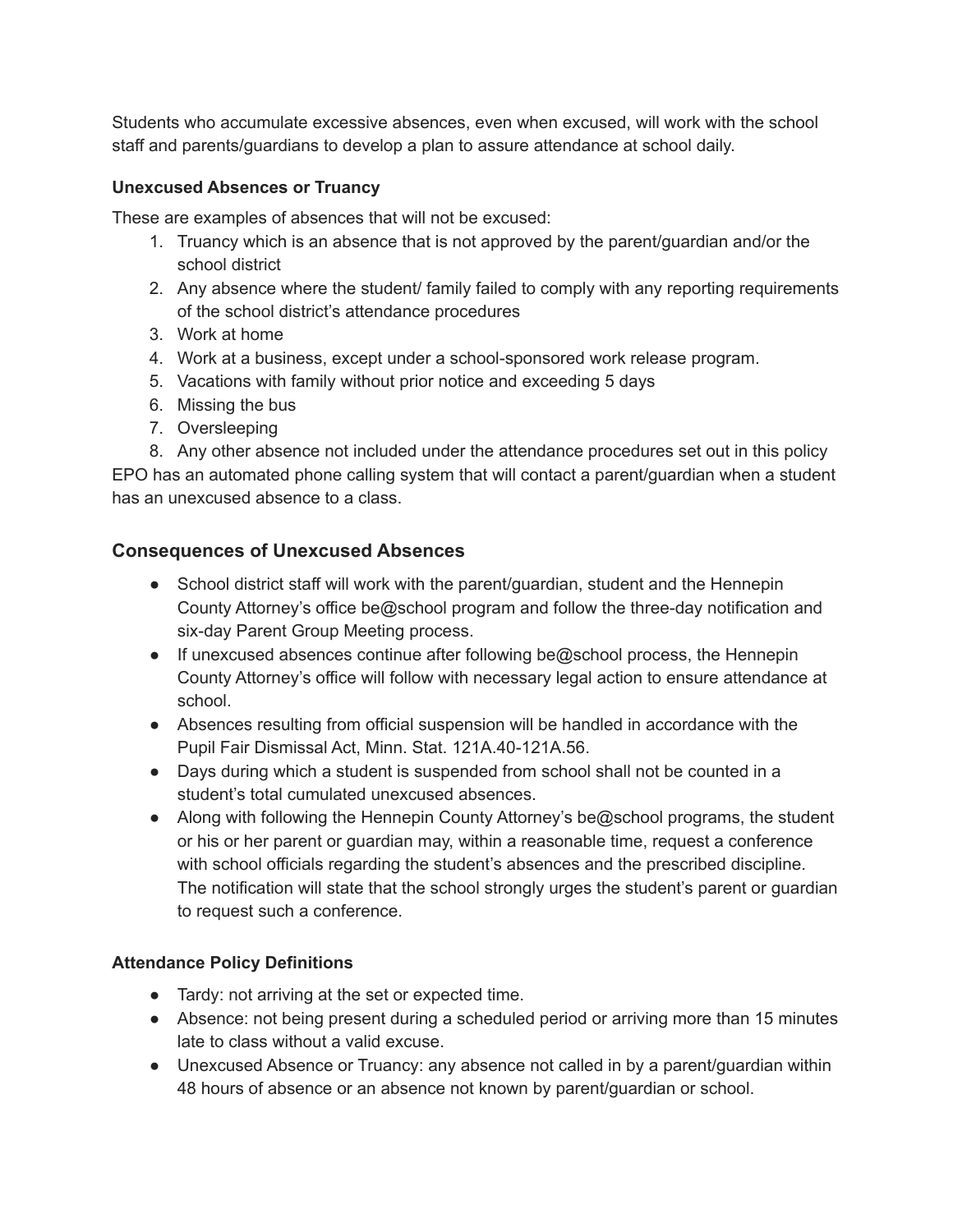Students who accumulate excessive absences, even when excused, will work with the school staff and parents/guardians to develop a plan to assure attendance at school daily.

**Unexcused Absences or Truancy**

These are examples of absences that will not be excused:

1. Truancy which is an absence that is not approved by the parent/guardian and/or the school district
2. Any absence where the student/ family failed to comply with any reporting requirements of the school district's attendance procedures
3. Work at home
4. Work at a business, except under a school-sponsored work release program.
5. Vacations with family without prior notice and exceeding 5 days
6. Missing the bus
7. Oversleeping
8. Any other absence not included under the attendance procedures set out in this policy

EPO has an automated phone calling system that will contact a parent/guardian when a student has an unexcused absence to a class.

## Consequences of Unexcused Absences

- School district staff will work with the parent/guardian, student and the Hennepin County Attorney's office be@school program and follow the three-day notification and six-day Parent Group Meeting process.
- If unexcused absences continue after following be@school process, the Hennepin County Attorney's office will follow with necessary legal action to ensure attendance at school.
- Absences resulting from official suspension will be handled in accordance with the Pupil Fair Dismissal Act, Minn. Stat. 121A.40-121A.56.
- Days during which a student is suspended from school shall not be counted in a student's total cumulated unexcused absences.
- Along with following the Hennepin County Attorney's be@school programs, the student or his or her parent or guardian may, within a reasonable time, request a conference with school officials regarding the student's absences and the prescribed discipline. The notification will state that the school strongly urges the student's parent or guardian to request such a conference.

**Attendance Policy Definitions**

- Tardy: not arriving at the set or expected time.
- Absence: not being present during a scheduled period or arriving more than 15 minutes late to class without a valid excuse.
- Unexcused Absence or Truancy: any absence not called in by a parent/guardian within 48 hours of absence or an absence not known by parent/guardian or school.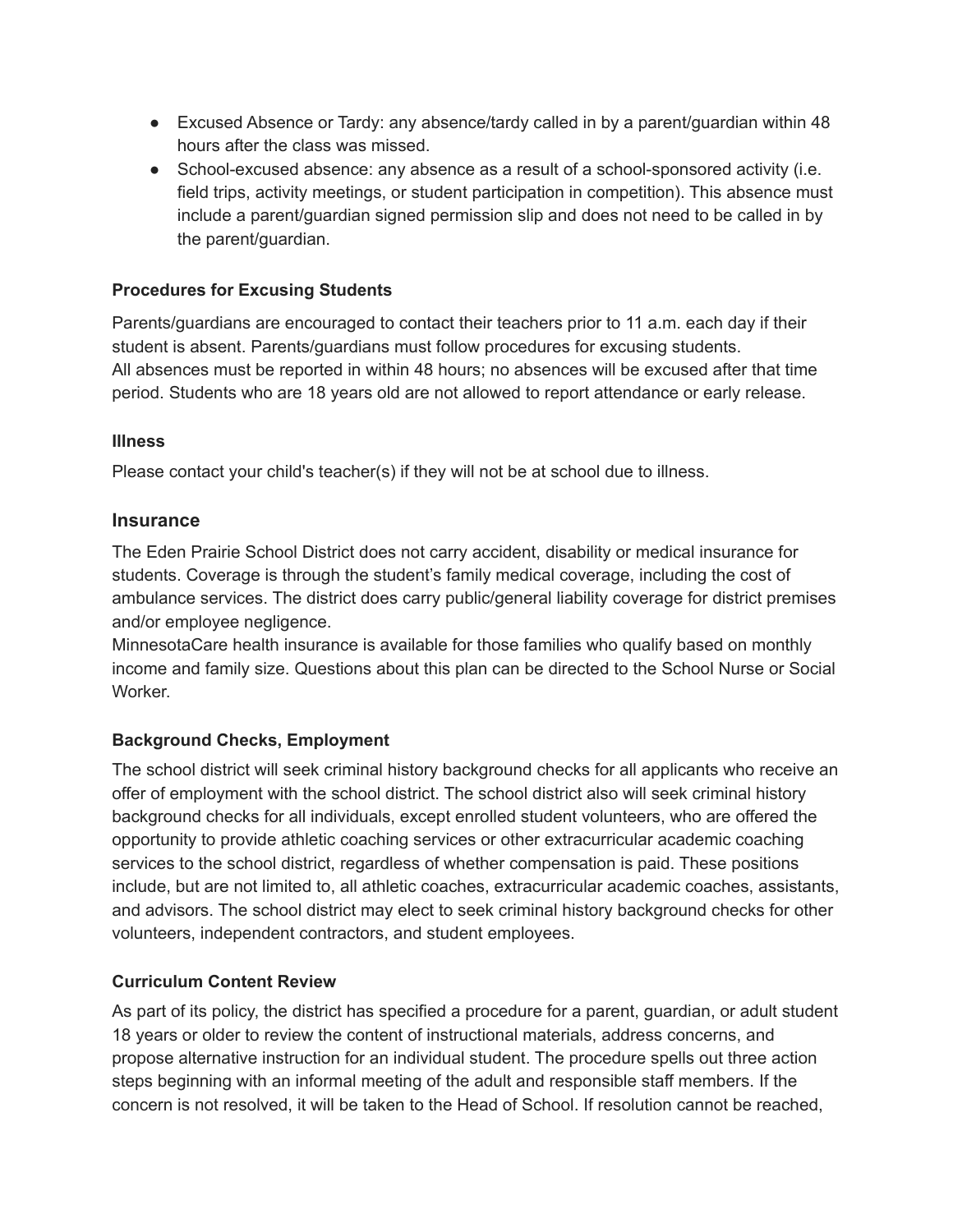- Excused Absence or Tardy: any absence/tardy called in by a parent/guardian within 48 hours after the class was missed.
- School-excused absence: any absence as a result of a school-sponsored activity (i.e. field trips, activity meetings, or student participation in competition). This absence must include a parent/guardian signed permission slip and does not need to be called in by the parent/guardian.

### Procedures for Excusing Students

Parents/guardians are encouraged to contact their teachers prior to 11 a.m. each day if their student is absent. Parents/guardians must follow procedures for excusing students.
All absences must be reported in within 48 hours; no absences will be excused after that time period. Students who are 18 years old are not allowed to report attendance or early release.

### Illness

Please contact your child's teacher(s) if they will not be at school due to illness.

## Insurance

The Eden Prairie School District does not carry accident, disability or medical insurance for students. Coverage is through the student's family medical coverage, including the cost of ambulance services. The district does carry public/general liability coverage for district premises and/or employee negligence.
MinnesotaCare health insurance is available for those families who qualify based on monthly income and family size. Questions about this plan can be directed to the School Nurse or Social Worker.

### Background Checks, Employment

The school district will seek criminal history background checks for all applicants who receive an offer of employment with the school district. The school district also will seek criminal history background checks for all individuals, except enrolled student volunteers, who are offered the opportunity to provide athletic coaching services or other extracurricular academic coaching services to the school district, regardless of whether compensation is paid. These positions include, but are not limited to, all athletic coaches, extracurricular academic coaches, assistants, and advisors. The school district may elect to seek criminal history background checks for other volunteers, independent contractors, and student employees.

### Curriculum Content Review

As part of its policy, the district has specified a procedure for a parent, guardian, or adult student 18 years or older to review the content of instructional materials, address concerns, and propose alternative instruction for an individual student. The procedure spells out three action steps beginning with an informal meeting of the adult and responsible staff members. If the concern is not resolved, it will be taken to the Head of School. If resolution cannot be reached,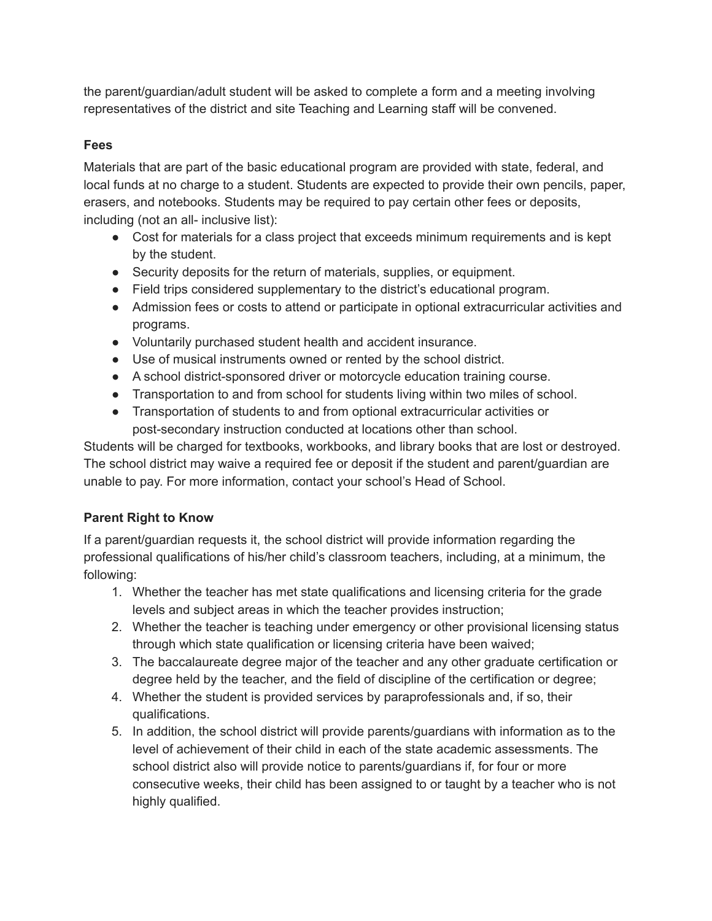the parent/guardian/adult student will be asked to complete a form and a meeting involving representatives of the district and site Teaching and Learning staff will be convened.

**Fees**

Materials that are part of the basic educational program are provided with state, federal, and local funds at no charge to a student. Students are expected to provide their own pencils, paper, erasers, and notebooks. Students may be required to pay certain other fees or deposits, including (not an all- inclusive list):

- Cost for materials for a class project that exceeds minimum requirements and is kept by the student.
- Security deposits for the return of materials, supplies, or equipment.
- Field trips considered supplementary to the district's educational program.
- Admission fees or costs to attend or participate in optional extracurricular activities and programs.
- Voluntarily purchased student health and accident insurance.
- Use of musical instruments owned or rented by the school district.
- A school district-sponsored driver or motorcycle education training course.
- Transportation to and from school for students living within two miles of school.
- Transportation of students to and from optional extracurricular activities or post-secondary instruction conducted at locations other than school.

Students will be charged for textbooks, workbooks, and library books that are lost or destroyed. The school district may waive a required fee or deposit if the student and parent/guardian are unable to pay. For more information, contact your school's Head of School.

**Parent Right to Know**

If a parent/guardian requests it, the school district will provide information regarding the professional qualifications of his/her child's classroom teachers, including, at a minimum, the following:

1. Whether the teacher has met state qualifications and licensing criteria for the grade levels and subject areas in which the teacher provides instruction;
2. Whether the teacher is teaching under emergency or other provisional licensing status through which state qualification or licensing criteria have been waived;
3. The baccalaureate degree major of the teacher and any other graduate certification or degree held by the teacher, and the field of discipline of the certification or degree;
4. Whether the student is provided services by paraprofessionals and, if so, their qualifications.
5. In addition, the school district will provide parents/guardians with information as to the level of achievement of their child in each of the state academic assessments. The school district also will provide notice to parents/guardians if, for four or more consecutive weeks, their child has been assigned to or taught by a teacher who is not highly qualified.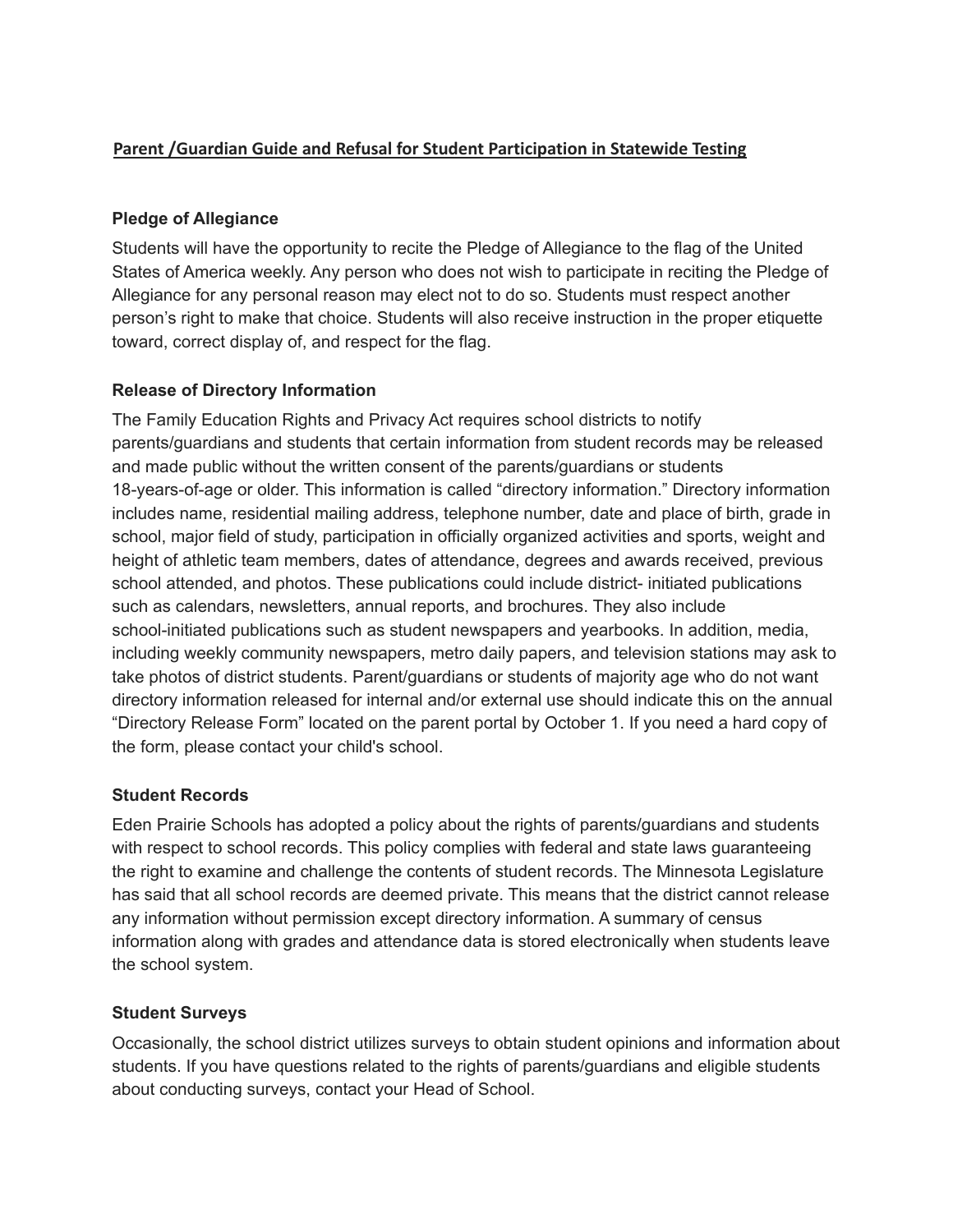**Parent /Guardian Guide and Refusal for Student Participation in Statewide Testing**

### Pledge of Allegiance

Students will have the opportunity to recite the Pledge of Allegiance to the flag of the United States of America weekly. Any person who does not wish to participate in reciting the Pledge of Allegiance for any personal reason may elect not to do so. Students must respect another person's right to make that choice. Students will also receive instruction in the proper etiquette toward, correct display of, and respect for the flag.

### Release of Directory Information

The Family Education Rights and Privacy Act requires school districts to notify parents/guardians and students that certain information from student records may be released and made public without the written consent of the parents/guardians or students 18-years-of-age or older. This information is called "directory information." Directory information includes name, residential mailing address, telephone number, date and place of birth, grade in school, major field of study, participation in officially organized activities and sports, weight and height of athletic team members, dates of attendance, degrees and awards received, previous school attended, and photos. These publications could include district- initiated publications such as calendars, newsletters, annual reports, and brochures. They also include school-initiated publications such as student newspapers and yearbooks. In addition, media, including weekly community newspapers, metro daily papers, and television stations may ask to take photos of district students. Parent/guardians or students of majority age who do not want directory information released for internal and/or external use should indicate this on the annual "Directory Release Form" located on the parent portal by October 1. If you need a hard copy of the form, please contact your child's school.

### Student Records

Eden Prairie Schools has adopted a policy about the rights of parents/guardians and students with respect to school records. This policy complies with federal and state laws guaranteeing the right to examine and challenge the contents of student records. The Minnesota Legislature has said that all school records are deemed private. This means that the district cannot release any information without permission except directory information. A summary of census information along with grades and attendance data is stored electronically when students leave the school system.

### Student Surveys

Occasionally, the school district utilizes surveys to obtain student opinions and information about students. If you have questions related to the rights of parents/guardians and eligible students about conducting surveys, contact your Head of School.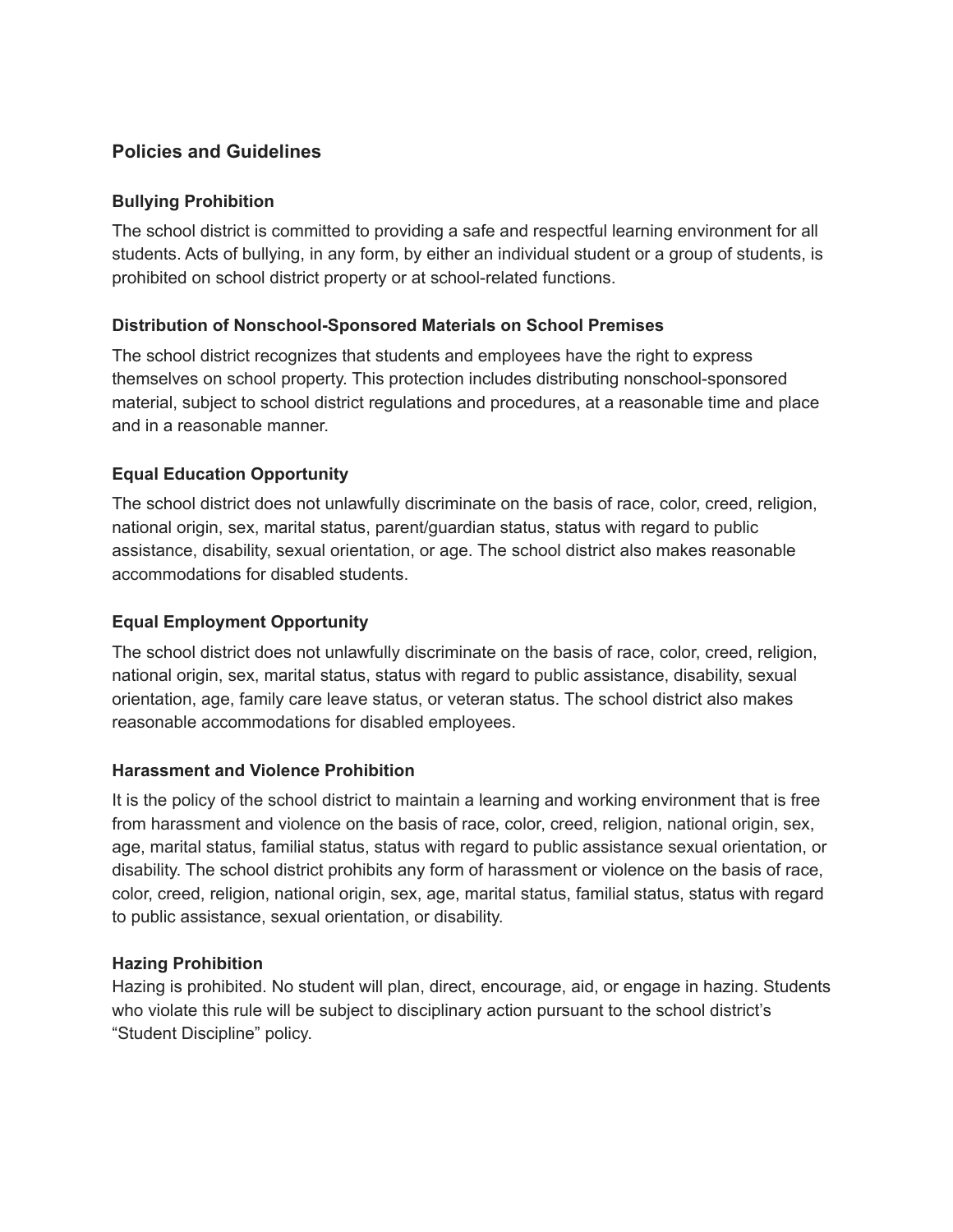## Policies and Guidelines

### Bullying Prohibition

The school district is committed to providing a safe and respectful learning environment for all students. Acts of bullying, in any form, by either an individual student or a group of students, is prohibited on school district property or at school-related functions.

### Distribution of Nonschool-Sponsored Materials on School Premises

The school district recognizes that students and employees have the right to express themselves on school property. This protection includes distributing nonschool-sponsored material, subject to school district regulations and procedures, at a reasonable time and place and in a reasonable manner.

### Equal Education Opportunity

The school district does not unlawfully discriminate on the basis of race, color, creed, religion, national origin, sex, marital status, parent/guardian status, status with regard to public assistance, disability, sexual orientation, or age. The school district also makes reasonable accommodations for disabled students.

### Equal Employment Opportunity

The school district does not unlawfully discriminate on the basis of race, color, creed, religion, national origin, sex, marital status, status with regard to public assistance, disability, sexual orientation, age, family care leave status, or veteran status. The school district also makes reasonable accommodations for disabled employees.

### Harassment and Violence Prohibition

It is the policy of the school district to maintain a learning and working environment that is free from harassment and violence on the basis of race, color, creed, religion, national origin, sex, age, marital status, familial status, status with regard to public assistance sexual orientation, or disability. The school district prohibits any form of harassment or violence on the basis of race, color, creed, religion, national origin, sex, age, marital status, familial status, status with regard to public assistance, sexual orientation, or disability.

### Hazing Prohibition

Hazing is prohibited. No student will plan, direct, encourage, aid, or engage in hazing. Students who violate this rule will be subject to disciplinary action pursuant to the school district's "Student Discipline" policy.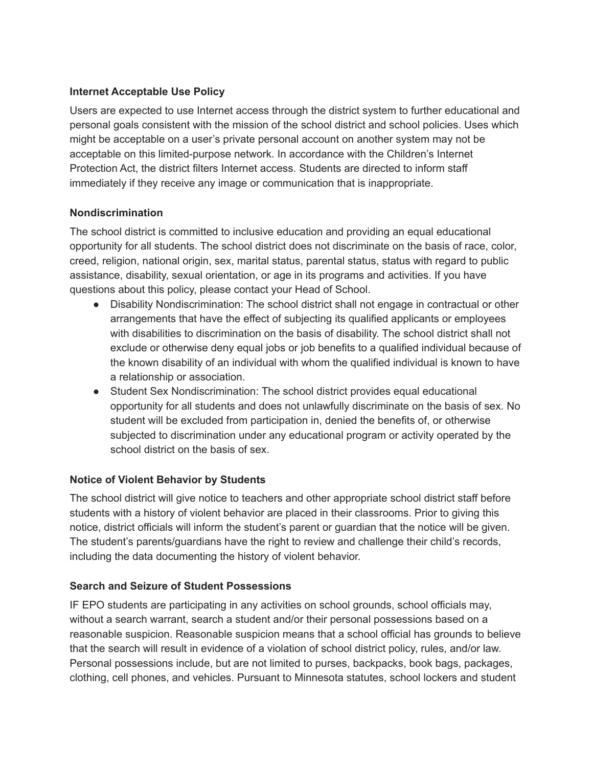**Internet Acceptable Use Policy**

Users are expected to use Internet access through the district system to further educational and personal goals consistent with the mission of the school district and school policies. Uses which might be acceptable on a user's private personal account on another system may not be acceptable on this limited-purpose network. In accordance with the Children's Internet Protection Act, the district filters Internet access. Students are directed to inform staff immediately if they receive any image or communication that is inappropriate.

**Nondiscrimination**

The school district is committed to inclusive education and providing an equal educational opportunity for all students. The school district does not discriminate on the basis of race, color, creed, religion, national origin, sex, marital status, parental status, status with regard to public assistance, disability, sexual orientation, or age in its programs and activities. If you have questions about this policy, please contact your Head of School.

- Disability Nondiscrimination: The school district shall not engage in contractual or other arrangements that have the effect of subjecting its qualified applicants or employees with disabilities to discrimination on the basis of disability. The school district shall not exclude or otherwise deny equal jobs or job benefits to a qualified individual because of the known disability of an individual with whom the qualified individual is known to have a relationship or association.
- Student Sex Nondiscrimination: The school district provides equal educational opportunity for all students and does not unlawfully discriminate on the basis of sex. No student will be excluded from participation in, denied the benefits of, or otherwise subjected to discrimination under any educational program or activity operated by the school district on the basis of sex.

**Notice of Violent Behavior by Students**

The school district will give notice to teachers and other appropriate school district staff before students with a history of violent behavior are placed in their classrooms. Prior to giving this notice, district officials will inform the student's parent or guardian that the notice will be given. The student's parents/guardians have the right to review and challenge their child's records, including the data documenting the history of violent behavior.

**Search and Seizure of Student Possessions**

IF EPO students are participating in any activities on school grounds, school officials may, without a search warrant, search a student and/or their personal possessions based on a reasonable suspicion. Reasonable suspicion means that a school official has grounds to believe that the search will result in evidence of a violation of school district policy, rules, and/or law. Personal possessions include, but are not limited to purses, backpacks, book bags, packages, clothing, cell phones, and vehicles. Pursuant to Minnesota statutes, school lockers and student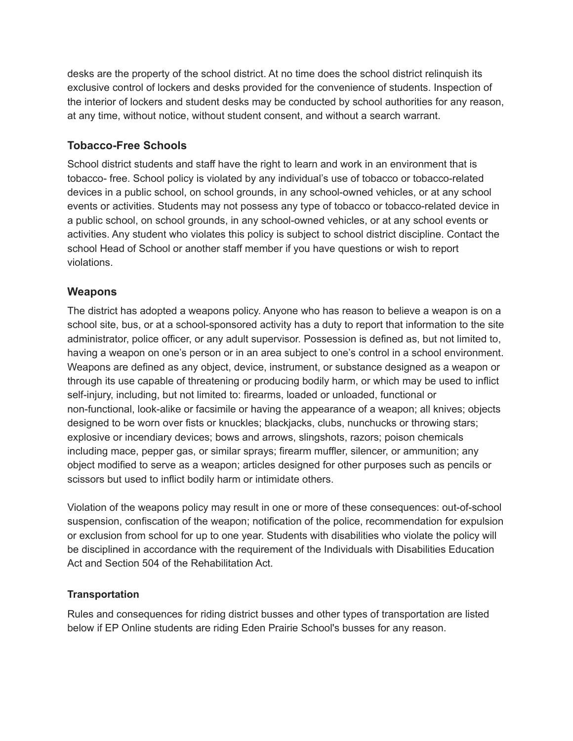desks are the property of the school district. At no time does the school district relinquish its exclusive control of lockers and desks provided for the convenience of students. Inspection of the interior of lockers and student desks may be conducted by school authorities for any reason, at any time, without notice, without student consent, and without a search warrant.

## Tobacco-Free Schools

School district students and staff have the right to learn and work in an environment that is tobacco- free. School policy is violated by any individual's use of tobacco or tobacco-related devices in a public school, on school grounds, in any school-owned vehicles, or at any school events or activities. Students may not possess any type of tobacco or tobacco-related device in a public school, on school grounds, in any school-owned vehicles, or at any school events or activities. Any student who violates this policy is subject to school district discipline. Contact the school Head of School or another staff member if you have questions or wish to report violations.

## Weapons

The district has adopted a weapons policy. Anyone who has reason to believe a weapon is on a school site, bus, or at a school-sponsored activity has a duty to report that information to the site administrator, police officer, or any adult supervisor. Possession is defined as, but not limited to, having a weapon on one's person or in an area subject to one's control in a school environment. Weapons are defined as any object, device, instrument, or substance designed as a weapon or through its use capable of threatening or producing bodily harm, or which may be used to inflict self-injury, including, but not limited to: firearms, loaded or unloaded, functional or non-functional, look-alike or facsimile or having the appearance of a weapon; all knives; objects designed to be worn over fists or knuckles; blackjacks, clubs, nunchucks or throwing stars; explosive or incendiary devices; bows and arrows, slingshots, razors; poison chemicals including mace, pepper gas, or similar sprays; firearm muffler, silencer, or ammunition; any object modified to serve as a weapon; articles designed for other purposes such as pencils or scissors but used to inflict bodily harm or intimidate others.

Violation of the weapons policy may result in one or more of these consequences: out-of-school suspension, confiscation of the weapon; notification of the police, recommendation for expulsion or exclusion from school for up to one year. Students with disabilities who violate the policy will be disciplined in accordance with the requirement of the Individuals with Disabilities Education Act and Section 504 of the Rehabilitation Act.

### Transportation

Rules and consequences for riding district busses and other types of transportation are listed below if EP Online students are riding Eden Prairie School's busses for any reason.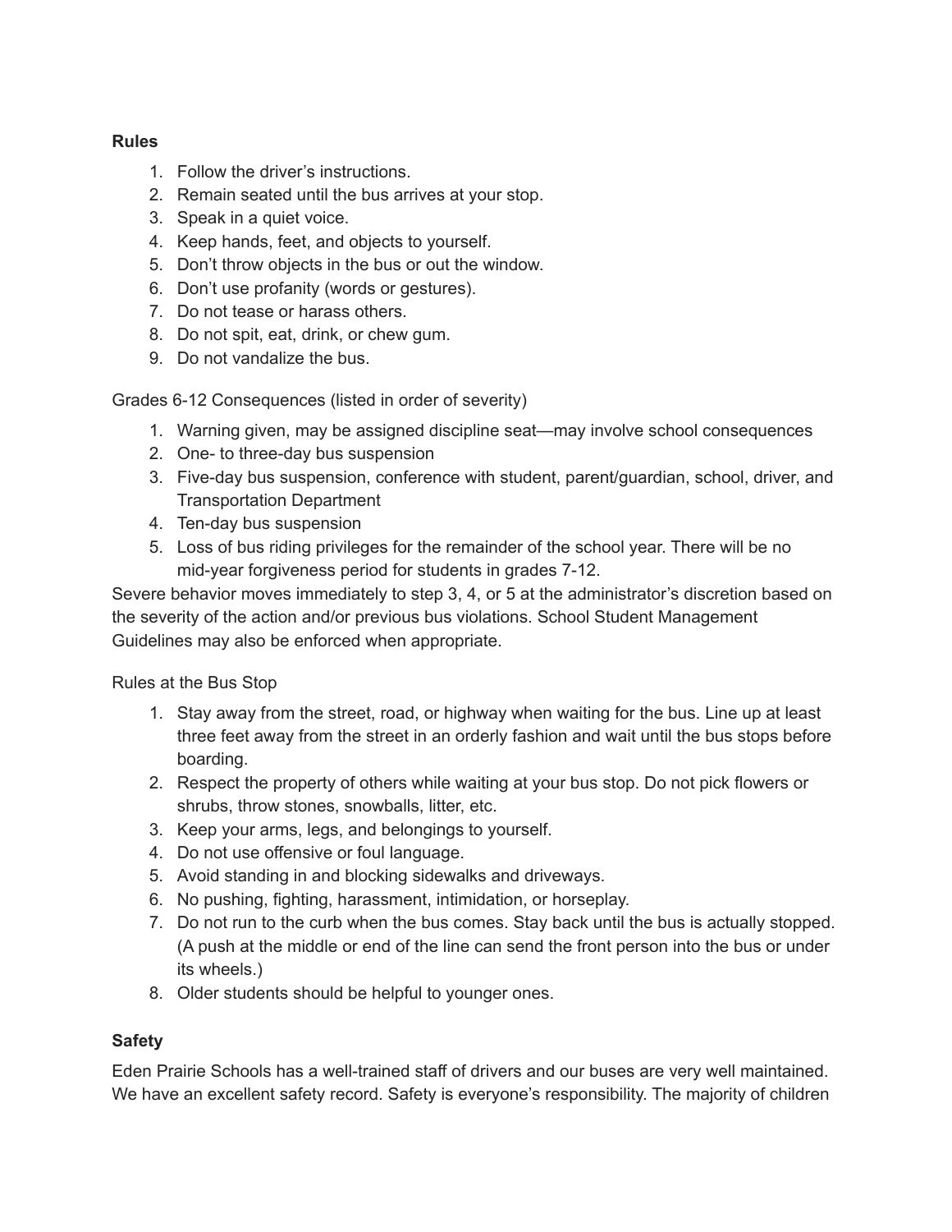**Rules**

1. Follow the driver's instructions.
2. Remain seated until the bus arrives at your stop.
3. Speak in a quiet voice.
4. Keep hands, feet, and objects to yourself.
5. Don't throw objects in the bus or out the window.
6. Don't use profanity (words or gestures).
7. Do not tease or harass others.
8. Do not spit, eat, drink, or chew gum.
9. Do not vandalize the bus.

Grades 6-12 Consequences (listed in order of severity)

1. Warning given, may be assigned discipline seat—may involve school consequences
2. One- to three-day bus suspension
3. Five-day bus suspension, conference with student, parent/guardian, school, driver, and Transportation Department
4. Ten-day bus suspension
5. Loss of bus riding privileges for the remainder of the school year. There will be no mid-year forgiveness period for students in grades 7-12.

Severe behavior moves immediately to step 3, 4, or 5 at the administrator's discretion based on the severity of the action and/or previous bus violations. School Student Management Guidelines may also be enforced when appropriate.

Rules at the Bus Stop

1. Stay away from the street, road, or highway when waiting for the bus. Line up at least three feet away from the street in an orderly fashion and wait until the bus stops before boarding.
2. Respect the property of others while waiting at your bus stop. Do not pick flowers or shrubs, throw stones, snowballs, litter, etc.
3. Keep your arms, legs, and belongings to yourself.
4. Do not use offensive or foul language.
5. Avoid standing in and blocking sidewalks and driveways.
6. No pushing, fighting, harassment, intimidation, or horseplay.
7. Do not run to the curb when the bus comes. Stay back until the bus is actually stopped. (A push at the middle or end of the line can send the front person into the bus or under its wheels.)
8. Older students should be helpful to younger ones.

**Safety**

Eden Prairie Schools has a well-trained staff of drivers and our buses are very well maintained. We have an excellent safety record. Safety is everyone's responsibility. The majority of children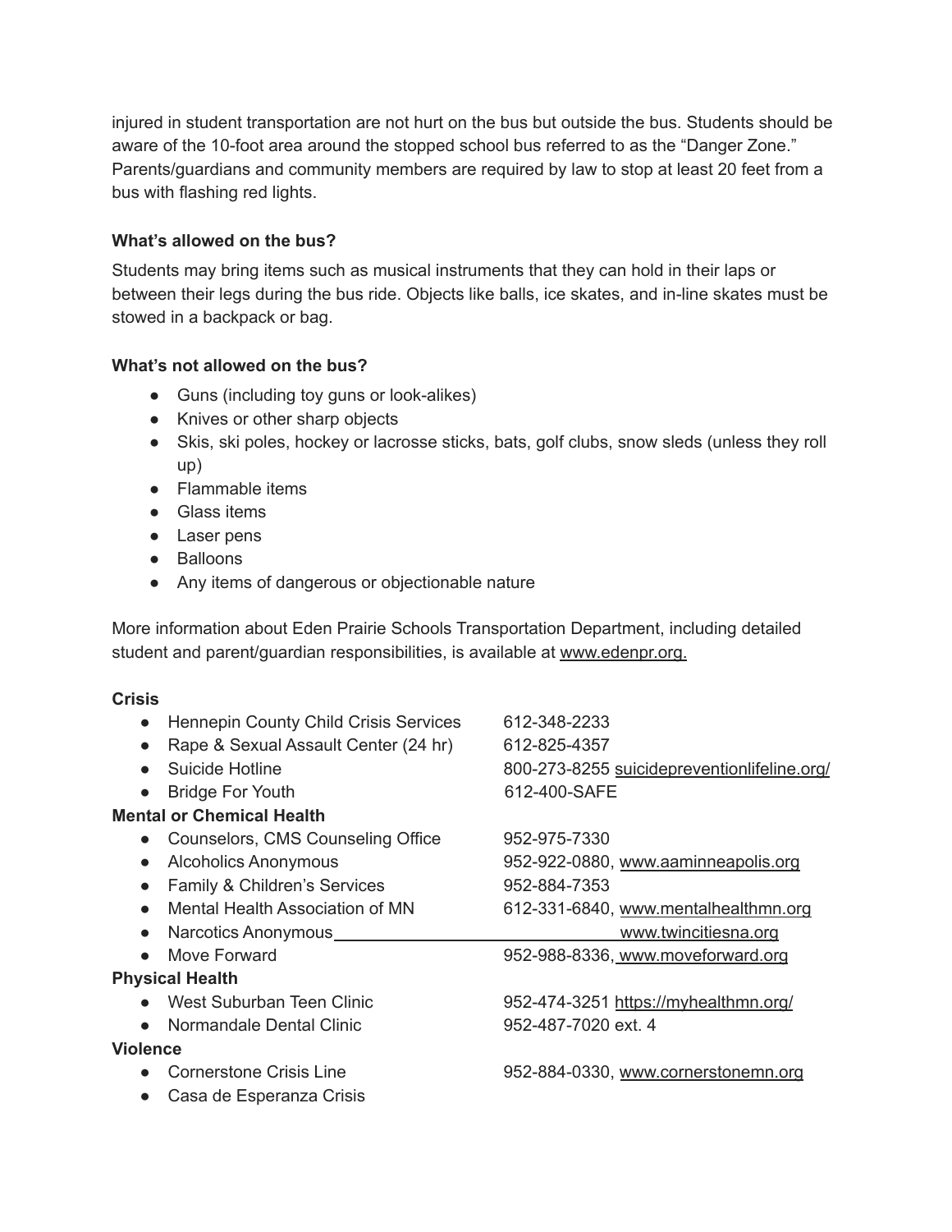injured in student transportation are not hurt on the bus but outside the bus. Students should be aware of the 10-foot area around the stopped school bus referred to as the "Danger Zone." Parents/guardians and community members are required by law to stop at least 20 feet from a bus with flashing red lights.

**What's allowed on the bus?**

Students may bring items such as musical instruments that they can hold in their laps or between their legs during the bus ride. Objects like balls, ice skates, and in-line skates must be stowed in a backpack or bag.

**What's not allowed on the bus?**

- Guns (including toy guns or look-alikes)
- Knives or other sharp objects
- Skis, ski poles, hockey or lacrosse sticks, bats, golf clubs, snow sleds (unless they roll up)
- Flammable items
- Glass items
- Laser pens
- Balloons
- Any items of dangerous or objectionable nature

More information about Eden Prairie Schools Transportation Department, including detailed student and parent/guardian responsibilities, is available at www.edenpr.org.

**Crisis**

- Hennepin County Child Crisis Services 612-348-2233
- Rape & Sexual Assault Center (24 hr) 612-825-4357
- Suicide Hotline 800-273-8255 suicidepreventionlifeline.org/
- Bridge For Youth 612-400-SAFE

**Mental or Chemical Health**

- Counselors, CMS Counseling Office 952-975-7330
- Alcoholics Anonymous 952-922-0880, www.aaminneapolis.org
- Family & Children's Services 952-884-7353
- Mental Health Association of MN 612-331-6840, www.mentalhealthmn.org
- Narcotics Anonymous www.twincitiesna.org
- Move Forward 952-988-8336, www.moveforward.org

**Physical Health**

- West Suburban Teen Clinic 952-474-3251 https://myhealthmn.org/
- Normandale Dental Clinic 952-487-7020 ext. 4

**Violence**

- Cornerstone Crisis Line 952-884-0330, www.cornerstonemn.org
- Casa de Esperanza Crisis